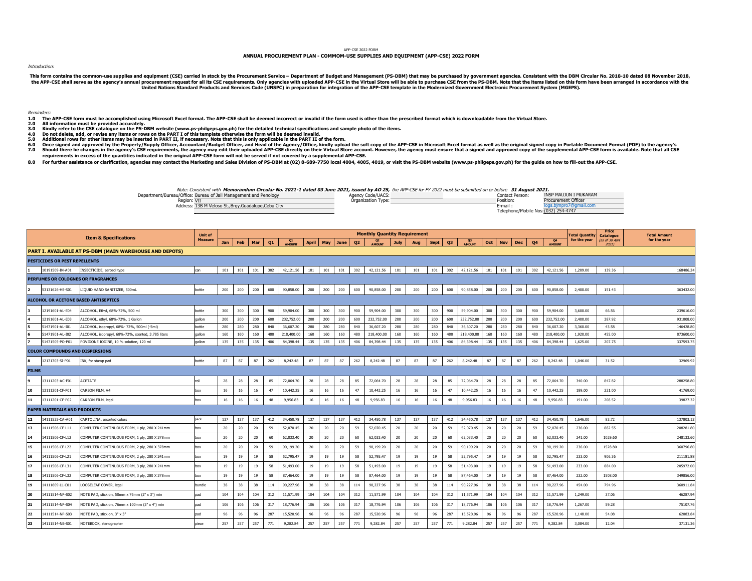APP-CSE 2022 FORM

## ANNUAL PROCUREMENT PLAN - COMMOM-USE SUPPLIES AND EQUIPMENT (APP-CSE) 2022 FORM

*Introduction:*

**This form contains the common-use supplies and equipment (CSE) carried in stock by the Procurement Service – Department of Budget and Management (PS-DBM) that may be purchased by government agencies. Consistent with the DBM Circular No. 2018-10 dated 08 November 2018, the APP-CSE shall serve as the agency's annual procurement request for all its CSE requirements. Only agencies with uploaded APP-CSE in the Virtual Store will be able to purchase CSE from the PS-DBM. Note that the items listed on this form have been arranged in accordance with the United Nations Standard Products and Services Code (UNSPC) in preparation for integration of the APP-CSE template in the Modernized Government Electronic Procurement System (MGEPS).**

*Reminders:*

**1.0 The APP-CSE form must be accomplished using Microsoft Excel format. The APP-CSE shall be deemed incorrect or invalid if the form used is other than the prescribed format which is downloadable from the Virtual Store.**
**2.0 All information must be provided accurately.**
**3.0 Kindly refer to the CSE catalogue on the PS-DBM website (www.ps-philgeps.gov.ph) for the detailed technical specifications and sample photo of the items.**
**4.0 Do not delete, add, or revise any items or rows on the PART I of this template otherwise the form will be deemed invalid.**
**5.0 Additional rows for other items may be inserted in PART II, if necessary. Note that this is only applicable in the PART II of the form.**
**6.0 Once signed and approved by the Property/Supply Officer, Accountant/Budget Officer, and Head of the Agency/Office, kindly upload the soft copy of the APP-CSE in Microsoft Excel format as well as the original signed copy in Portable Document Format (PDF) to the agency's**
**7.0 Should there be changes in the agency's CSE requirements, the agency may edit their uploaded APP-CSE directly on their Virtual Store account. However, the agency must ensure that a signed and approved copy of the supplemental APP-CSE form is available. Note that all CSE requirements in excess of the quantities indicated in the original APP-CSE form will not be served if not covered by a supplemental APP-CSE.**
**8.0 For further assistance or clarification, agencies may contact the Marketing and Sales Division of PS-DBM at (02) 8-689-7750 local 4004, 4005, 4019, or visit the PS-DBM website (www.ps-philgeps.gov.ph) for the guide on how to fill-out the APP-CSE.**

*Note: Consistent with **Memorandum Circular No. 2021-1 dated 03 June 2021, issued by AO 25,** the APP-CSE for FY 2022 must be submitted on or before **31 August 2021.***

Department/Bureau/Office: Bureau of Jail Management and Penology
Region: VII
Address: 13B M Veloso St.,Brgy.Guadalupe,Cebu City

Agency Code/UACS:
Organization Type:

Contact Person: INSP MAUJUN I MUKARAM
Position: Procurement Officer
E-mail : logs.bjmpro7@gmail.com
Telephone/Mobile Nos: (032) 254-4747

| | | Item & Specifications | Unit of Measure | Monthly Quantity Requirement | | | | | | | | | | | | | | | | | | | | | Total Quantity for the year | Price Catalogue (as of 30 April 2021) | Total Amount for the year |
|---|---|---|---|---|---|---|---|---|---|---|---|---|---|---|---|---|---|---|---|---|---|---|---|---|---|---|---|
| | | | | Jan | Feb | Mar | Q1 | Q1 AMOUNT | April | May | June | Q2 | Q2 AMOUNT | July | Aug | Sept | Q3 | Q3 AMOUNT | Oct | Nov | Dec | Q4 | Q4 AMOUNT | | | |
| **PART I. AVAILABLE AT PS-DBM (MAIN WAREHOUSE AND DEPOTS)** | | | | | | | | | | | | | | | | | | | | | | | | | | | |
| **PESTICIDES OR PEST REPELLENTS** | | | | | | | | | | | | | | | | | | | | | | | | | | | |
| 1 | 10191509-IN-A01 | INSECTICIDE, aerosol type | can | 101 | 101 | 101 | 302 | 42,121.56 | 101 | 101 | 101 | 302 | 42,121.56 | 101 | 101 | 101 | 302 | 42,121.56 | 101 | 101 | 101 | 302 | 42,121.56 | 1,209.00 | 139.36 | 168486.24 |
| **PERFUMES OR COLOGNES OR FRAGRANCES** | | | | | | | | | | | | | | | | | | | | | | | | | | | |
| 2 | 53131626-HS-S01 | LIQUID HAND SANITIZER, 500mL | bottle | 200 | 200 | 200 | 600 | 90,858.00 | 200 | 200 | 200 | 600 | 90,858.00 | 200 | 200 | 200 | 600 | 90,858.00 | 200 | 200 | 200 | 600 | 90,858.00 | 2,400.00 | 151.43 | 363432.00 |
| **ALCOHOL OR ACETONE BASED ANTISEPTICS** | | | | | | | | | | | | | | | | | | | | | | | | | | | |
| 3 | 12191601-AL-E04 | ALCOHOL, Ethyl, 68%-72%, 500 ml | bottle | 300 | 300 | 300 | 900 | 59,904.00 | 300 | 300 | 300 | 900 | 59,904.00 | 300 | 300 | 300 | 900 | 59,904.00 | 300 | 300 | 300 | 900 | 59,904.00 | 3,600.00 | 66.56 | 239616.00 |
| 4 | 12191601-AL-E03 | ALCOHOL, ethyl, 68%-72%, 1 Gallon | gallon | 200 | 200 | 200 | 600 | 232,752.00 | 200 | 200 | 200 | 600 | 232,752.00 | 200 | 200 | 200 | 600 | 232,752.00 | 200 | 200 | 200 | 600 | 232,752.00 | 2,400.00 | 387.92 | 931008.00 |
| 5 | 51471901-AL-I01 | ALCOHOL, isopropyl, 68%- 72%, 500ml (-5ml) | bottle | 280 | 280 | 280 | 840 | 36,607.20 | 280 | 280 | 280 | 840 | 36,607.20 | 280 | 280 | 280 | 840 | 36,607.20 | 280 | 280 | 280 | 840 | 36,607.20 | 3,360.00 | 43.58 | 146428.80 |
| 6 | 51471901-AL-I02 | ALCOHOL, isopropyl, 68%-72%, scented, 3.785 liters | gallon | 160 | 160 | 160 | 480 | 218,400.00 | 160 | 160 | 160 | 480 | 218,400.00 | 160 | 160 | 160 | 480 | 218,400.00 | 160 | 160 | 160 | 480 | 218,400.00 | 1,920.00 | 455.00 | 873600.00 |
| 7 | 51471505-PO-P01 | POVIDONE IODINE, 10 % solution, 120 ml | gallon | 135 | 135 | 135 | 406 | 84,398.44 | 135 | 135 | 135 | 406 | 84,398.44 | 135 | 135 | 135 | 406 | 84,398.44 | 135 | 135 | 135 | 406 | 84,398.44 | 1,625.00 | 207.75 | 337593.75 |
| **COLOR COMPOUNDS AND DISPERSIONS** | | | | | | | | | | | | | | | | | | | | | | | | | | | |
| 8 | 12171703-SI-P01 | INK, for stamp pad | bottle | 87 | 87 | 87 | 262 | 8,242.48 | 87 | 87 | 87 | 262 | 8,242.48 | 87 | 87 | 87 | 262 | 8,242.48 | 87 | 87 | 87 | 262 | 8,242.48 | 1,046.00 | 31.52 | 32969.92 |
| **FILMS** | | | | | | | | | | | | | | | | | | | | | | | | | | | |
| 9 | 13111203-AC-F01 | ACETATE | roll | 28 | 28 | 28 | 85 | 72,064.70 | 28 | 28 | 28 | 85 | 72,064.70 | 28 | 28 | 28 | 85 | 72,064.70 | 28 | 28 | 28 | 85 | 72,064.70 | 340.00 | 847.82 | 288258.80 |
| 10 | 13111201-CF-P01 | CARBON FILM, A4 | box | 16 | 16 | 16 | 47 | 10,442.25 | 16 | 16 | 16 | 47 | 10,442.25 | 16 | 16 | 16 | 47 | 10,442.25 | 16 | 16 | 16 | 47 | 10,442.25 | 189.00 | 221.00 | 41769.00 |
| 11 | 13111201-CF-P02 | CARBON FILM, legal | box | 16 | 16 | 16 | 48 | 9,956.83 | 16 | 16 | 16 | 48 | 9,956.83 | 16 | 16 | 16 | 48 | 9,956.83 | 16 | 16 | 16 | 48 | 9,956.83 | 191.00 | 208.52 | 39827.32 |
| **PAPER MATERIALS AND PRODUCTS** | | | | | | | | | | | | | | | | | | | | | | | | | | | |
| 12 | 14111525-CA-A01 | CARTOLINA, assorted colors | pack | 137 | 137 | 137 | 412 | 34,450.78 | 137 | 137 | 137 | 412 | 34,450.78 | 137 | 137 | 137 | 412 | 34,450.78 | 137 | 137 | 137 | 412 | 34,450.78 | 1,646.00 | 83.72 | 137803.12 |
| 13 | 14111506-CF-L11 | COMPUTER CONTINUOUS FORM, 1 ply, 280 X 241mm | box | 20 | 20 | 20 | 59 | 52,070.45 | 20 | 20 | 20 | 59 | 52,070.45 | 20 | 20 | 20 | 59 | 52,070.45 | 20 | 20 | 20 | 59 | 52,070.45 | 236.00 | 882.55 | 208281.80 |
| 14 | 14111506-CF-L12 | COMPUTER CONTINUOUS FORM, 1 ply, 280 X 378mm | box | 20 | 20 | 20 | 60 | 62,033.40 | 20 | 20 | 20 | 60 | 62,033.40 | 20 | 20 | 20 | 60 | 62,033.40 | 20 | 20 | 20 | 60 | 62,033.40 | 241.00 | 1029.60 | 248133.60 |
| 15 | 14111506-CF-L22 | COMPUTER CONTINUOUS FORM, 2 ply, 280 X 378mm | box | 20 | 20 | 20 | 59 | 90,199.20 | 20 | 20 | 20 | 59 | 90,199.20 | 20 | 20 | 20 | 59 | 90,199.20 | 20 | 20 | 20 | 59 | 90,199.20 | 236.00 | 1528.80 | 360796.80 |
| 16 | 14111506-CF-L21 | COMPUTER CONTINUOUS FORM, 2 ply, 280 X 241mm | box | 19 | 19 | 19 | 58 | 52,795.47 | 19 | 19 | 19 | 58 | 52,795.47 | 19 | 19 | 19 | 58 | 52,795.47 | 19 | 19 | 19 | 58 | 52,795.47 | 233.00 | 906.36 | 211181.88 |
| 17 | 14111506-CF-L31 | COMPUTER CONTINUOUS FORM, 3 ply, 280 X 241mm | box | 19 | 19 | 19 | 58 | 51,493.00 | 19 | 19 | 19 | 58 | 51,493.00 | 19 | 19 | 19 | 58 | 51,493.00 | 19 | 19 | 19 | 58 | 51,493.00 | 233.00 | 884.00 | 205972.00 |
| 18 | 14111506-CF-L32 | COMPUTER CONTINUOUS FORM, 3 ply, 280 X 378mm | box | 19 | 19 | 19 | 58 | 87,464.00 | 19 | 19 | 19 | 58 | 87,464.00 | 19 | 19 | 19 | 58 | 87,464.00 | 19 | 19 | 19 | 58 | 87,464.00 | 232.00 | 1508.00 | 349856.00 |
| 19 | 14111609-LL-C01 | LOOSELEAF COVER, legal | bundle | 38 | 38 | 38 | 114 | 90,227.96 | 38 | 38 | 38 | 114 | 90,227.96 | 38 | 38 | 38 | 114 | 90,227.96 | 38 | 38 | 38 | 114 | 90,227.96 | 454.00 | 794.96 | 360911.84 |
| 20 | 14111514-NP-S02 | NOTE PAD, stick on, 50mm x 76mm (2" x 3") min | pad | 104 | 104 | 104 | 312 | 11,571.99 | 104 | 104 | 104 | 312 | 11,571.99 | 104 | 104 | 104 | 312 | 11,571.99 | 104 | 104 | 104 | 312 | 11,571.99 | 1,249.00 | 37.06 | 46287.94 |
| 21 | 14111514-NP-S04 | NOTE PAD, stick on, 76mm x 100mm (3" x 4") min | pad | 106 | 106 | 106 | 317 | 18,776.94 | 106 | 106 | 106 | 317 | 18,776.94 | 106 | 106 | 106 | 317 | 18,776.94 | 106 | 106 | 106 | 317 | 18,776.94 | 1,267.00 | 59.28 | 75107.76 |
| 22 | 14111514-NP-S03 | NOTE PAD, stick on, 3" x 3" | pad | 96 | 96 | 96 | 287 | 15,520.96 | 96 | 96 | 96 | 287 | 15,520.96 | 96 | 96 | 96 | 287 | 15,520.96 | 96 | 96 | 96 | 287 | 15,520.96 | 1,148.00 | 54.08 | 62083.84 |
| 23 | 14111514-NB-S01 | NOTEBOOK, stenographer | piece | 257 | 257 | 257 | 771 | 9,282.84 | 257 | 257 | 257 | 771 | 9,282.84 | 257 | 257 | 257 | 771 | 9,282.84 | 257 | 257 | 257 | 771 | 9,282.84 | 3,084.00 | 12.04 | 37131.36 |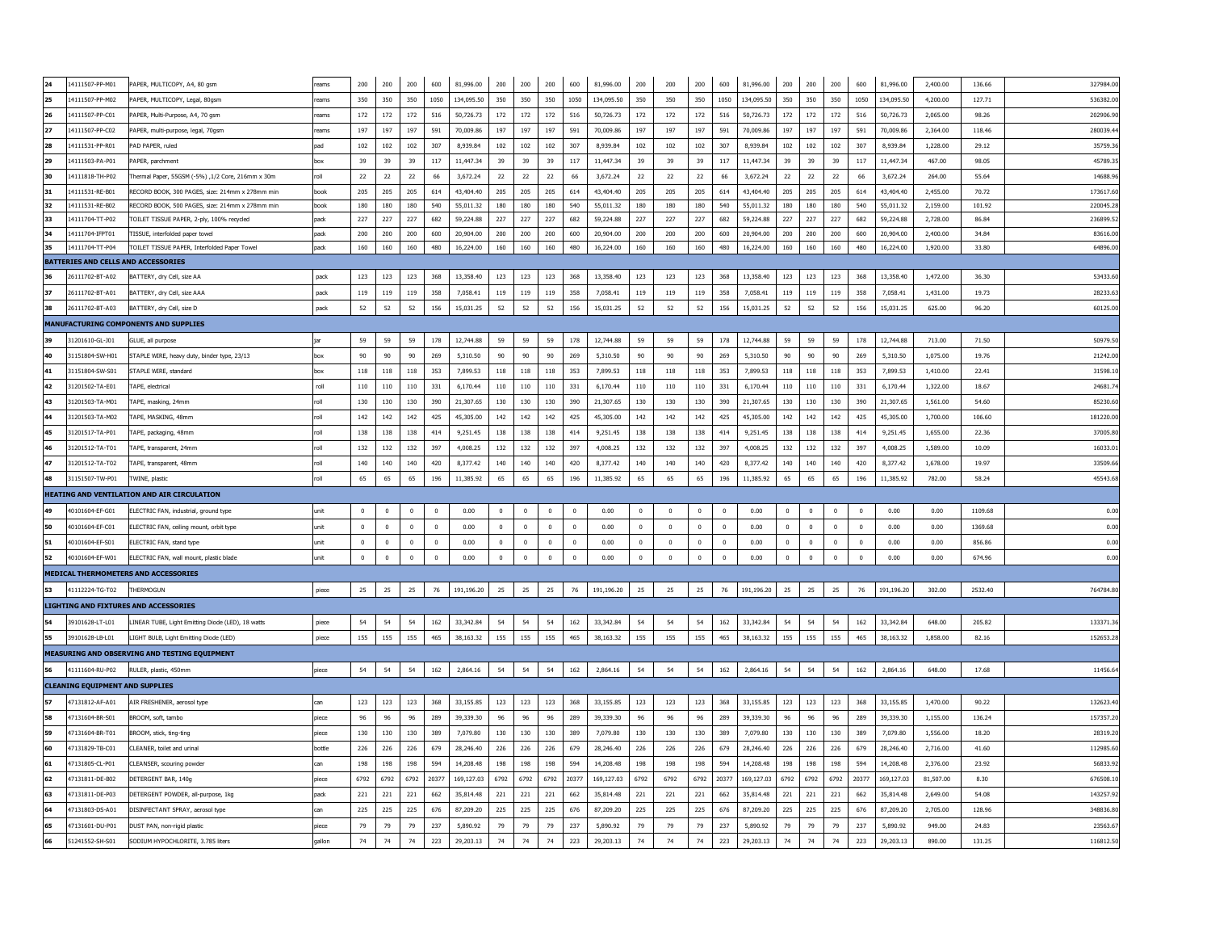| 24 | 14111507-PP-M01 | PAPER, MULTICOPY, A4, 80 gsm | reams | 200 | 200 | 200 | 600 | 81,996.00 | 200 | 200 | 200 | 600 | 81,996.00 | 200 | 200 | 200 | 600 | 81,996.00 | 200 | 200 | 200 | 600 | 81,996.00 | 2,400.00 | 136.66 | 327984.00 |
|---|---|---|---|---|---|---|---|---|---|---|---|---|---|---|---|---|---|---|---|---|---|---|---|---|---|---|
| 25 | 14111507-PP-M02 | PAPER, MULTICOPY, Legal, 80gsm | reams | 350 | 350 | 350 | 1050 | 134,095.50 | 350 | 350 | 350 | 1050 | 134,095.50 | 350 | 350 | 350 | 1050 | 134,095.50 | 350 | 350 | 350 | 1050 | 134,095.50 | 4,200.00 | 127.71 | 536382.00 |
| 26 | 14111507-PP-C01 | PAPER, Multi-Purpose, A4, 70 gsm | reams | 172 | 172 | 172 | 516 | 50,726.73 | 172 | 172 | 172 | 516 | 50,726.73 | 172 | 172 | 172 | 516 | 50,726.73 | 172 | 172 | 172 | 516 | 50,726.73 | 2,065.00 | 98.26 | 202906.90 |
| 27 | 14111507-PP-C02 | PAPER, multi-purpose, legal, 70gsm | reams | 197 | 197 | 197 | 591 | 70,009.86 | 197 | 197 | 197 | 591 | 70,009.86 | 197 | 197 | 197 | 591 | 70,009.86 | 197 | 197 | 197 | 591 | 70,009.86 | 2,364.00 | 118.46 | 280039.44 |
| 28 | 14111531-PP-R01 | PAD PAPER, ruled | pad | 102 | 102 | 102 | 307 | 8,939.84 | 102 | 102 | 102 | 307 | 8,939.84 | 102 | 102 | 102 | 307 | 8,939.84 | 102 | 102 | 102 | 307 | 8,939.84 | 1,228.00 | 29.12 | 35759.36 |
| 29 | 14111503-PA-P01 | PAPER, parchment | box | 39 | 39 | 39 | 117 | 11,447.34 | 39 | 39 | 39 | 117 | 11,447.34 | 39 | 39 | 39 | 117 | 11,447.34 | 39 | 39 | 39 | 117 | 11,447.34 | 467.00 | 98.05 | 45789.35 |
| 30 | 14111818-TH-P02 | Thermal Paper, 55GSM (-5%) ,1/2 Core, 216mm x 30m | roll | 22 | 22 | 22 | 66 | 3,672.24 | 22 | 22 | 22 | 66 | 3,672.24 | 22 | 22 | 22 | 66 | 3,672.24 | 22 | 22 | 22 | 66 | 3,672.24 | 264.00 | 55.64 | 14688.96 |
| 31 | 14111531-RE-B01 | RECORD BOOK, 300 PAGES, size: 214mm x 278mm min | book | 205 | 205 | 205 | 614 | 43,404.40 | 205 | 205 | 205 | 614 | 43,404.40 | 205 | 205 | 205 | 614 | 43,404.40 | 205 | 205 | 205 | 614 | 43,404.40 | 2,455.00 | 70.72 | 173617.60 |
| 32 | 14111531-RE-B02 | RECORD BOOK, 500 PAGES, size: 214mm x 278mm min | book | 180 | 180 | 180 | 540 | 55,011.32 | 180 | 180 | 180 | 540 | 55,011.32 | 180 | 180 | 180 | 540 | 55,011.32 | 180 | 180 | 180 | 540 | 55,011.32 | 2,159.00 | 101.92 | 220045.28 |
| 33 | 14111704-TT-P02 | TOILET TISSUE PAPER, 2-ply, 100% recycled | pack | 227 | 227 | 227 | 682 | 59,224.88 | 227 | 227 | 227 | 682 | 59,224.88 | 227 | 227 | 227 | 682 | 59,224.88 | 227 | 227 | 227 | 682 | 59,224.88 | 2,728.00 | 86.84 | 236899.52 |
| 34 | 14111704-IFPT01 | TISSUE, interfolded paper towel | pack | 200 | 200 | 200 | 600 | 20,904.00 | 200 | 200 | 200 | 600 | 20,904.00 | 200 | 200 | 200 | 600 | 20,904.00 | 200 | 200 | 200 | 600 | 20,904.00 | 2,400.00 | 34.84 | 83616.00 |
| 35 | 14111704-TT-P04 | TOILET TISSUE PAPER, Interfolded Paper Towel | pack | 160 | 160 | 160 | 480 | 16,224.00 | 160 | 160 | 160 | 480 | 16,224.00 | 160 | 160 | 160 | 480 | 16,224.00 | 160 | 160 | 160 | 480 | 16,224.00 | 1,920.00 | 33.80 | 64896.00 |
| **BATTERIES AND CELLS AND ACCESSORIES** | | | | | | | | | | | | | | | | | | | | | | | | | | |
| 36 | 26111702-BT-A02 | BATTERY, dry Cell, size AA | pack | 123 | 123 | 123 | 368 | 13,358.40 | 123 | 123 | 123 | 368 | 13,358.40 | 123 | 123 | 123 | 368 | 13,358.40 | 123 | 123 | 123 | 368 | 13,358.40 | 1,472.00 | 36.30 | 53433.60 |
| 37 | 26111702-BT-A01 | BATTERY, dry Cell, size AAA | pack | 119 | 119 | 119 | 358 | 7,058.41 | 119 | 119 | 119 | 358 | 7,058.41 | 119 | 119 | 119 | 358 | 7,058.41 | 119 | 119 | 119 | 358 | 7,058.41 | 1,431.00 | 19.73 | 28233.63 |
| 38 | 26111702-BT-A03 | BATTERY, dry Cell, size D | pack | 52 | 52 | 52 | 156 | 15,031.25 | 52 | 52 | 52 | 156 | 15,031.25 | 52 | 52 | 52 | 156 | 15,031.25 | 52 | 52 | 52 | 156 | 15,031.25 | 625.00 | 96.20 | 60125.00 |
| **MANUFACTURING COMPONENTS AND SUPPLIES** | | | | | | | | | | | | | | | | | | | | | | | | | | |
| 39 | 31201610-GL-J01 | GLUE, all purpose | jar | 59 | 59 | 59 | 178 | 12,744.88 | 59 | 59 | 59 | 178 | 12,744.88 | 59 | 59 | 59 | 178 | 12,744.88 | 59 | 59 | 59 | 178 | 12,744.88 | 713.00 | 71.50 | 50979.50 |
| 40 | 31151804-SW-H01 | STAPLE WIRE, heavy duty, binder type, 23/13 | box | 90 | 90 | 90 | 269 | 5,310.50 | 90 | 90 | 90 | 269 | 5,310.50 | 90 | 90 | 90 | 269 | 5,310.50 | 90 | 90 | 90 | 269 | 5,310.50 | 1,075.00 | 19.76 | 21242.00 |
| 41 | 31151804-SW-S01 | STAPLE WIRE, standard | box | 118 | 118 | 118 | 353 | 7,899.53 | 118 | 118 | 118 | 353 | 7,899.53 | 118 | 118 | 118 | 353 | 7,899.53 | 118 | 118 | 118 | 353 | 7,899.53 | 1,410.00 | 22.41 | 31598.10 |
| 42 | 31201502-TA-E01 | TAPE, electrical | roll | 110 | 110 | 110 | 331 | 6,170.44 | 110 | 110 | 110 | 331 | 6,170.44 | 110 | 110 | 110 | 331 | 6,170.44 | 110 | 110 | 110 | 331 | 6,170.44 | 1,322.00 | 18.67 | 24681.74 |
| 43 | 31201503-TA-M01 | TAPE, masking, 24mm | roll | 130 | 130 | 130 | 390 | 21,307.65 | 130 | 130 | 130 | 390 | 21,307.65 | 130 | 130 | 130 | 390 | 21,307.65 | 130 | 130 | 130 | 390 | 21,307.65 | 1,561.00 | 54.60 | 85230.60 |
| 44 | 31201503-TA-M02 | TAPE, MASKING, 48mm | roll | 142 | 142 | 142 | 425 | 45,305.00 | 142 | 142 | 142 | 425 | 45,305.00 | 142 | 142 | 142 | 425 | 45,305.00 | 142 | 142 | 142 | 425 | 45,305.00 | 1,700.00 | 106.60 | 181220.00 |
| 45 | 31201517-TA-P01 | TAPE, packaging, 48mm | roll | 138 | 138 | 138 | 414 | 9,251.45 | 138 | 138 | 138 | 414 | 9,251.45 | 138 | 138 | 138 | 414 | 9,251.45 | 138 | 138 | 138 | 414 | 9,251.45 | 1,655.00 | 22.36 | 37005.80 |
| 46 | 31201512-TA-T01 | TAPE, transparent, 24mm | roll | 132 | 132 | 132 | 397 | 4,008.25 | 132 | 132 | 132 | 397 | 4,008.25 | 132 | 132 | 132 | 397 | 4,008.25 | 132 | 132 | 132 | 397 | 4,008.25 | 1,589.00 | 10.09 | 16033.01 |
| 47 | 31201512-TA-T02 | TAPE, transparent, 48mm | roll | 140 | 140 | 140 | 420 | 8,377.42 | 140 | 140 | 140 | 420 | 8,377.42 | 140 | 140 | 140 | 420 | 8,377.42 | 140 | 140 | 140 | 420 | 8,377.42 | 1,678.00 | 19.97 | 33509.66 |
| 48 | 31151507-TW-P01 | TWINE, plastic | roll | 65 | 65 | 65 | 196 | 11,385.92 | 65 | 65 | 65 | 196 | 11,385.92 | 65 | 65 | 65 | 196 | 11,385.92 | 65 | 65 | 65 | 196 | 11,385.92 | 782.00 | 58.24 | 45543.68 |
| **HEATING AND VENTILATION AND AIR CIRCULATION** | | | | | | | | | | | | | | | | | | | | | | | | | | |
| 49 | 40101604-EF-G01 | ELECTRIC FAN, industrial, ground type | unit | 0 | 0 | 0 | 0 | 0.00 | 0 | 0 | 0 | 0 | 0.00 | 0 | 0 | 0 | 0 | 0.00 | 0 | 0 | 0 | 0 | 0.00 | 0.00 | 1109.68 | 0.00 |
| 50 | 40101604-EF-C01 | ELECTRIC FAN, ceiling mount, orbit type | unit | 0 | 0 | 0 | 0 | 0.00 | 0 | 0 | 0 | 0 | 0.00 | 0 | 0 | 0 | 0 | 0.00 | 0 | 0 | 0 | 0 | 0.00 | 0.00 | 1369.68 | 0.00 |
| 51 | 40101604-EF-S01 | ELECTRIC FAN, stand type | unit | 0 | 0 | 0 | 0 | 0.00 | 0 | 0 | 0 | 0 | 0.00 | 0 | 0 | 0 | 0 | 0.00 | 0 | 0 | 0 | 0 | 0.00 | 0.00 | 856.86 | 0.00 |
| 52 | 40101604-EF-W01 | ELECTRIC FAN, wall mount, plastic blade | unit | 0 | 0 | 0 | 0 | 0.00 | 0 | 0 | 0 | 0 | 0.00 | 0 | 0 | 0 | 0 | 0.00 | 0 | 0 | 0 | 0 | 0.00 | 0.00 | 674.96 | 0.00 |
| **MEDICAL THERMOMETERS AND ACCESSORIES** | | | | | | | | | | | | | | | | | | | | | | | | | | |
| 53 | 41112224-TG-T02 | THERMOGUN | piece | 25 | 25 | 25 | 76 | 191,196.20 | 25 | 25 | 25 | 76 | 191,196.20 | 25 | 25 | 25 | 76 | 191,196.20 | 25 | 25 | 25 | 76 | 191,196.20 | 302.00 | 2532.40 | 764784.80 |
| **LIGHTING AND FIXTURES AND ACCESSORIES** | | | | | | | | | | | | | | | | | | | | | | | | | | |
| 54 | 39101628-LT-L01 | LINEAR TUBE, Light Emitting Diode (LED), 18 watts | piece | 54 | 54 | 54 | 162 | 33,342.84 | 54 | 54 | 54 | 162 | 33,342.84 | 54 | 54 | 54 | 162 | 33,342.84 | 54 | 54 | 54 | 162 | 33,342.84 | 648.00 | 205.82 | 133371.36 |
| 55 | 39101628-LB-L01 | LIGHT BULB, Light Emitting Diode (LED) | piece | 155 | 155 | 155 | 465 | 38,163.32 | 155 | 155 | 155 | 465 | 38,163.32 | 155 | 155 | 155 | 465 | 38,163.32 | 155 | 155 | 155 | 465 | 38,163.32 | 1,858.00 | 82.16 | 152653.28 |
| **MEASURING AND OBSERVING AND TESTING EQUIPMENT** | | | | | | | | | | | | | | | | | | | | | | | | | | |
| 56 | 41111604-RU-P02 | RULER, plastic, 450mm | piece | 54 | 54 | 54 | 162 | 2,864.16 | 54 | 54 | 54 | 162 | 2,864.16 | 54 | 54 | 54 | 162 | 2,864.16 | 54 | 54 | 54 | 162 | 2,864.16 | 648.00 | 17.68 | 11456.64 |
| **CLEANING EQUIPMENT AND SUPPLIES** | | | | | | | | | | | | | | | | | | | | | | | | | | |
| 57 | 47131812-AF-A01 | AIR FRESHENER, aerosol type | can | 123 | 123 | 123 | 368 | 33,155.85 | 123 | 123 | 123 | 368 | 33,155.85 | 123 | 123 | 123 | 368 | 33,155.85 | 123 | 123 | 123 | 368 | 33,155.85 | 1,470.00 | 90.22 | 132623.40 |
| 58 | 47131604-BR-S01 | BROOM, soft, tambo | piece | 96 | 96 | 96 | 289 | 39,339.30 | 96 | 96 | 96 | 289 | 39,339.30 | 96 | 96 | 96 | 289 | 39,339.30 | 96 | 96 | 96 | 289 | 39,339.30 | 1,155.00 | 136.24 | 157357.20 |
| 59 | 47131604-BR-T01 | BROOM, stick, ting-ting | piece | 130 | 130 | 130 | 389 | 7,079.80 | 130 | 130 | 130 | 389 | 7,079.80 | 130 | 130 | 130 | 389 | 7,079.80 | 130 | 130 | 130 | 389 | 7,079.80 | 1,556.00 | 18.20 | 28319.20 |
| 60 | 47131829-TB-C01 | CLEANER, toilet and urinal | bottle | 226 | 226 | 226 | 679 | 28,246.40 | 226 | 226 | 226 | 679 | 28,246.40 | 226 | 226 | 226 | 679 | 28,246.40 | 226 | 226 | 226 | 679 | 28,246.40 | 2,716.00 | 41.60 | 112985.60 |
| 61 | 47131805-CL-P01 | CLEANSER, scouring powder | can | 198 | 198 | 198 | 594 | 14,208.48 | 198 | 198 | 198 | 594 | 14,208.48 | 198 | 198 | 198 | 594 | 14,208.48 | 198 | 198 | 198 | 594 | 14,208.48 | 2,376.00 | 23.92 | 56833.92 |
| 62 | 47131811-DE-B02 | DETERGENT BAR, 140g | piece | 6792 | 6792 | 6792 | 20377 | 169,127.03 | 6792 | 6792 | 6792 | 20377 | 169,127.03 | 6792 | 6792 | 6792 | 20377 | 169,127.03 | 6792 | 6792 | 6792 | 20377 | 169,127.03 | 81,507.00 | 8.30 | 676508.10 |
| 63 | 47131811-DE-P03 | DETERGENT POWDER, all-purpose, 1kg | pack | 221 | 221 | 221 | 662 | 35,814.48 | 221 | 221 | 221 | 662 | 35,814.48 | 221 | 221 | 221 | 662 | 35,814.48 | 221 | 221 | 221 | 662 | 35,814.48 | 2,649.00 | 54.08 | 143257.92 |
| 64 | 47131803-DS-A01 | DISINFECTANT SPRAY, aerosol type | can | 225 | 225 | 225 | 676 | 87,209.20 | 225 | 225 | 225 | 676 | 87,209.20 | 225 | 225 | 225 | 676 | 87,209.20 | 225 | 225 | 225 | 676 | 87,209.20 | 2,705.00 | 128.96 | 348836.80 |
| 65 | 47131601-DU-P01 | DUST PAN, non-rigid plastic | piece | 79 | 79 | 79 | 237 | 5,890.92 | 79 | 79 | 79 | 237 | 5,890.92 | 79 | 79 | 79 | 237 | 5,890.92 | 79 | 79 | 79 | 237 | 5,890.92 | 949.00 | 24.83 | 23563.67 |
| 66 | 51241552-SH-S01 | SODIUM HYPOCHLORITE, 3.785 liters | gallon | 74 | 74 | 74 | 223 | 29,203.13 | 74 | 74 | 74 | 223 | 29,203.13 | 74 | 74 | 74 | 223 | 29,203.13 | 74 | 74 | 74 | 223 | 29,203.13 | 890.00 | 131.25 | 116812.50 |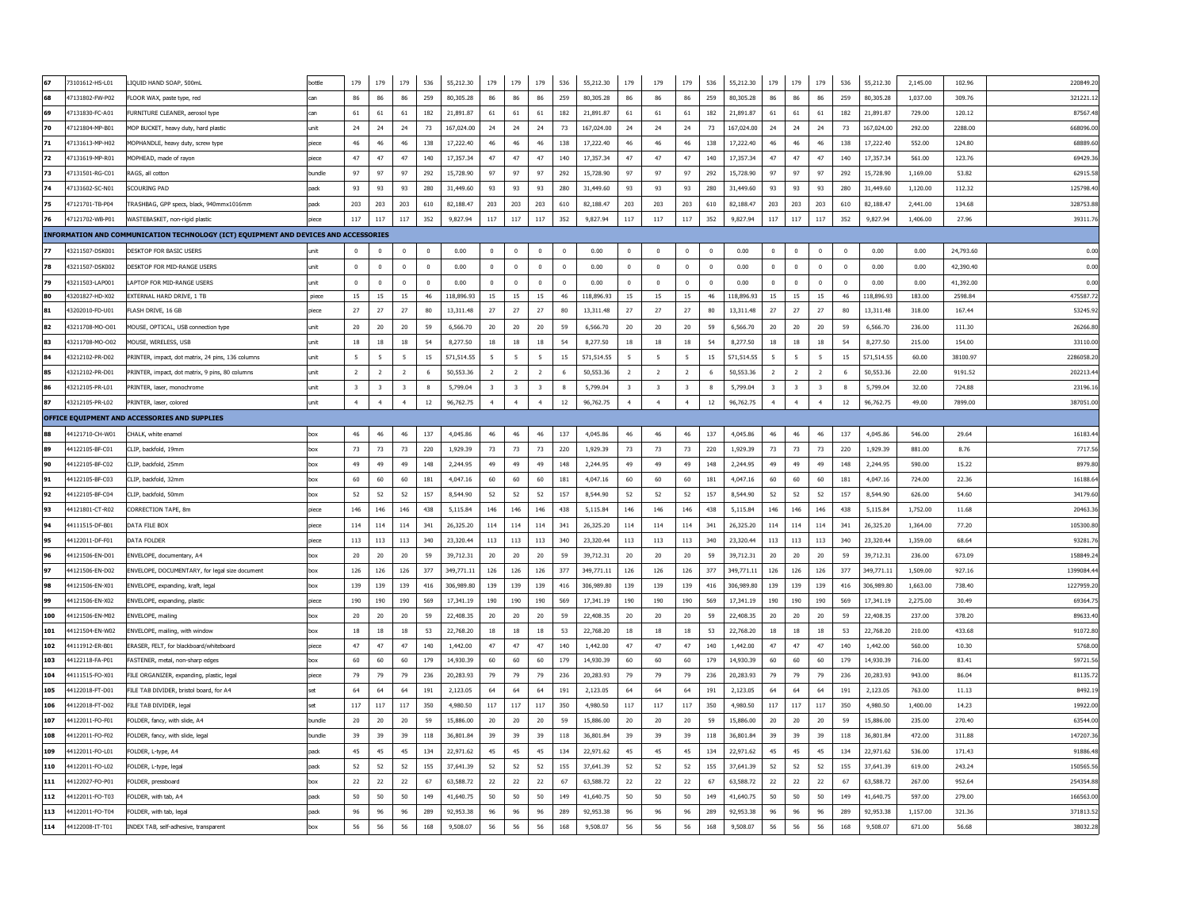| 67 | 73101612-HS-L01 | LIQUID HAND SOAP, 500mL | bottle | 179 | 179 | 179 | 536 | 55,212.30 | 179 | 179 | 179 | 536 | 55,212.30 | 179 | 179 | 179 | 536 | 55,212.30 | 179 | 179 | 179 | 536 | 55,212.30 | 2,145.00 | 102.96 | 220849.20 |
|---|---|---|---|---|---|---|---|---|---|---|---|---|---|---|---|---|---|---|---|---|---|---|---|---|---|---|
| 68 | 47131802-FW-P02 | FLOOR WAX, paste type, red | can | 86 | 86 | 86 | 259 | 80,305.28 | 86 | 86 | 86 | 259 | 80,305.28 | 86 | 86 | 86 | 259 | 80,305.28 | 86 | 86 | 86 | 259 | 80,305.28 | 1,037.00 | 309.76 | 321221.12 |
| 69 | 47131830-FC-A01 | FURNITURE CLEANER, aerosol type | can | 61 | 61 | 61 | 182 | 21,891.87 | 61 | 61 | 61 | 182 | 21,891.87 | 61 | 61 | 61 | 182 | 21,891.87 | 61 | 61 | 61 | 182 | 21,891.87 | 729.00 | 120.12 | 87567.48 |
| 70 | 47121804-MP-B01 | MOP BUCKET, heavy duty, hard plastic | unit | 24 | 24 | 24 | 73 | 167,024.00 | 24 | 24 | 24 | 73 | 167,024.00 | 24 | 24 | 24 | 73 | 167,024.00 | 24 | 24 | 24 | 73 | 167,024.00 | 292.00 | 2288.00 | 668096.00 |
| 71 | 47131613-MP-H02 | MOPHANDLE, heavy duty, screw type | piece | 46 | 46 | 46 | 138 | 17,222.40 | 46 | 46 | 46 | 138 | 17,222.40 | 46 | 46 | 46 | 138 | 17,222.40 | 46 | 46 | 46 | 138 | 17,222.40 | 552.00 | 124.80 | 68889.60 |
| 72 | 47131619-MP-R01 | MOPHEAD, made of rayon | piece | 47 | 47 | 47 | 140 | 17,357.34 | 47 | 47 | 47 | 140 | 17,357.34 | 47 | 47 | 47 | 140 | 17,357.34 | 47 | 47 | 47 | 140 | 17,357.34 | 561.00 | 123.76 | 69429.36 |
| 73 | 47131501-RG-C01 | RAGS, all cotton | bundle | 97 | 97 | 97 | 292 | 15,728.90 | 97 | 97 | 97 | 292 | 15,728.90 | 97 | 97 | 97 | 292 | 15,728.90 | 97 | 97 | 97 | 292 | 15,728.90 | 1,169.00 | 53.82 | 62915.58 |
| 74 | 47131602-SC-N01 | SCOURING PAD | pack | 93 | 93 | 93 | 280 | 31,449.60 | 93 | 93 | 93 | 280 | 31,449.60 | 93 | 93 | 93 | 280 | 31,449.60 | 93 | 93 | 93 | 280 | 31,449.60 | 1,120.00 | 112.32 | 125798.40 |
| 75 | 47121701-TB-P04 | TRASHBAG, GPP specs, black, 940mmx1016mm | pack | 203 | 203 | 203 | 610 | 82,188.47 | 203 | 203 | 203 | 610 | 82,188.47 | 203 | 203 | 203 | 610 | 82,188.47 | 203 | 203 | 203 | 610 | 82,188.47 | 2,441.00 | 134.68 | 328753.88 |
| 76 | 47121702-WB-P01 | WASTEBASKET, non-rigid plastic | piece | 117 | 117 | 117 | 352 | 9,827.94 | 117 | 117 | 117 | 352 | 9,827.94 | 117 | 117 | 117 | 352 | 9,827.94 | 117 | 117 | 117 | 352 | 9,827.94 | 1,406.00 | 27.96 | 39311.76 |
| **INFORMATION AND COMMUNICATION TECHNOLOGY (ICT) EQUIPMENT AND DEVICES AND ACCESSORIES** | | | | | | | | | | | | | | | | | | | | | | | | | | |
| 77 | 43211507-DSK001 | DESKTOP FOR BASIC USERS | unit | 0 | 0 | 0 | 0 | 0.00 | 0 | 0 | 0 | 0 | 0.00 | 0 | 0 | 0 | 0 | 0.00 | 0 | 0 | 0 | 0 | 0.00 | 0.00 | 24,793.60 | 0.00 |
| 78 | 43211507-DSK002 | DESKTOP FOR MID-RANGE USERS | unit | 0 | 0 | 0 | 0 | 0.00 | 0 | 0 | 0 | 0 | 0.00 | 0 | 0 | 0 | 0 | 0.00 | 0 | 0 | 0 | 0 | 0.00 | 0.00 | 42,390.40 | 0.00 |
| 79 | 43211503-LAP001 | LAPTOP FOR MID-RANGE USERS | unit | 0 | 0 | 0 | 0 | 0.00 | 0 | 0 | 0 | 0 | 0.00 | 0 | 0 | 0 | 0 | 0.00 | 0 | 0 | 0 | 0 | 0.00 | 0.00 | 41,392.00 | 0.00 |
| 80 | 43201827-HD-X02 | EXTERNAL HARD DRIVE, 1 TB | piece | 15 | 15 | 15 | 46 | 118,896.93 | 15 | 15 | 15 | 46 | 118,896.93 | 15 | 15 | 15 | 46 | 118,896.93 | 15 | 15 | 15 | 46 | 118,896.93 | 183.00 | 2598.84 | 475587.72 |
| 81 | 43202010-FD-U01 | FLASH DRIVE, 16 GB | piece | 27 | 27 | 27 | 80 | 13,311.48 | 27 | 27 | 27 | 80 | 13,311.48 | 27 | 27 | 27 | 80 | 13,311.48 | 27 | 27 | 27 | 80 | 13,311.48 | 318.00 | 167.44 | 53245.92 |
| 82 | 43211708-MO-O01 | MOUSE, OPTICAL, USB connection type | unit | 20 | 20 | 20 | 59 | 6,566.70 | 20 | 20 | 20 | 59 | 6,566.70 | 20 | 20 | 20 | 59 | 6,566.70 | 20 | 20 | 20 | 59 | 6,566.70 | 236.00 | 111.30 | 26266.80 |
| 83 | 43211708-MO-O02 | MOUSE, WIRELESS, USB | unit | 18 | 18 | 18 | 54 | 8,277.50 | 18 | 18 | 18 | 54 | 8,277.50 | 18 | 18 | 18 | 54 | 8,277.50 | 18 | 18 | 18 | 54 | 8,277.50 | 215.00 | 154.00 | 33110.00 |
| 84 | 43212102-PR-D02 | PRINTER, impact, dot matrix, 24 pins, 136 columns | unit | 5 | 5 | 5 | 15 | 571,514.55 | 5 | 5 | 5 | 15 | 571,514.55 | 5 | 5 | 5 | 15 | 571,514.55 | 5 | 5 | 5 | 15 | 571,514.55 | 60.00 | 38100.97 | 2286058.20 |
| 85 | 43212102-PR-D01 | PRINTER, impact, dot matrix, 9 pins, 80 columns | unit | 2 | 2 | 2 | 6 | 50,553.36 | 2 | 2 | 2 | 6 | 50,553.36 | 2 | 2 | 2 | 6 | 50,553.36 | 2 | 2 | 2 | 6 | 50,553.36 | 22.00 | 9191.52 | 202213.44 |
| 86 | 43212105-PR-L01 | PRINTER, laser, monochrome | unit | 3 | 3 | 3 | 8 | 5,799.04 | 3 | 3 | 3 | 8 | 5,799.04 | 3 | 3 | 3 | 8 | 5,799.04 | 3 | 3 | 3 | 8 | 5,799.04 | 32.00 | 724.88 | 23196.16 |
| 87 | 43212105-PR-L02 | PRINTER, laser, colored | unit | 4 | 4 | 4 | 12 | 96,762.75 | 4 | 4 | 4 | 12 | 96,762.75 | 4 | 4 | 4 | 12 | 96,762.75 | 4 | 4 | 4 | 12 | 96,762.75 | 49.00 | 7899.00 | 387051.00 |
| **OFFICE EQUIPMENT AND ACCESSORIES AND SUPPLIES** | | | | | | | | | | | | | | | | | | | | | | | | | | |
| 88 | 44121710-CH-W01 | CHALK, white enamel | box | 46 | 46 | 46 | 137 | 4,045.86 | 46 | 46 | 46 | 137 | 4,045.86 | 46 | 46 | 46 | 137 | 4,045.86 | 46 | 46 | 46 | 137 | 4,045.86 | 546.00 | 29.64 | 16183.44 |
| 89 | 44122105-BF-C01 | CLIP, backfold, 19mm | box | 73 | 73 | 73 | 220 | 1,929.39 | 73 | 73 | 73 | 220 | 1,929.39 | 73 | 73 | 73 | 220 | 1,929.39 | 73 | 73 | 73 | 220 | 1,929.39 | 881.00 | 8.76 | 7717.56 |
| 90 | 44122105-BF-C02 | CLIP, backfold, 25mm | box | 49 | 49 | 49 | 148 | 2,244.95 | 49 | 49 | 49 | 148 | 2,244.95 | 49 | 49 | 49 | 148 | 2,244.95 | 49 | 49 | 49 | 148 | 2,244.95 | 590.00 | 15.22 | 8979.80 |
| 91 | 44122105-BF-C03 | CLIP, backfold, 32mm | box | 60 | 60 | 60 | 181 | 4,047.16 | 60 | 60 | 60 | 181 | 4,047.16 | 60 | 60 | 60 | 181 | 4,047.16 | 60 | 60 | 60 | 181 | 4,047.16 | 724.00 | 22.36 | 16188.64 |
| 92 | 44122105-BF-C04 | CLIP, backfold, 50mm | box | 52 | 52 | 52 | 157 | 8,544.90 | 52 | 52 | 52 | 157 | 8,544.90 | 52 | 52 | 52 | 157 | 8,544.90 | 52 | 52 | 52 | 157 | 8,544.90 | 626.00 | 54.60 | 34179.60 |
| 93 | 44121801-CT-R02 | CORRECTION TAPE, 8m | piece | 146 | 146 | 146 | 438 | 5,115.84 | 146 | 146 | 146 | 438 | 5,115.84 | 146 | 146 | 146 | 438 | 5,115.84 | 146 | 146 | 146 | 438 | 5,115.84 | 1,752.00 | 11.68 | 20463.36 |
| 94 | 44111515-DF-B01 | DATA FILE BOX | piece | 114 | 114 | 114 | 341 | 26,325.20 | 114 | 114 | 114 | 341 | 26,325.20 | 114 | 114 | 114 | 341 | 26,325.20 | 114 | 114 | 114 | 341 | 26,325.20 | 1,364.00 | 77.20 | 105300.80 |
| 95 | 44122011-DF-F01 | DATA FOLDER | piece | 113 | 113 | 113 | 340 | 23,320.44 | 113 | 113 | 113 | 340 | 23,320.44 | 113 | 113 | 113 | 340 | 23,320.44 | 113 | 113 | 113 | 340 | 23,320.44 | 1,359.00 | 68.64 | 93281.76 |
| 96 | 44121506-EN-D01 | ENVELOPE, documentary, A4 | box | 20 | 20 | 20 | 59 | 39,712.31 | 20 | 20 | 20 | 59 | 39,712.31 | 20 | 20 | 20 | 59 | 39,712.31 | 20 | 20 | 20 | 59 | 39,712.31 | 236.00 | 673.09 | 158849.24 |
| 97 | 44121506-EN-D02 | ENVELOPE, DOCUMENTARY, for legal size document | box | 126 | 126 | 126 | 377 | 349,771.11 | 126 | 126 | 126 | 377 | 349,771.11 | 126 | 126 | 126 | 377 | 349,771.11 | 126 | 126 | 126 | 377 | 349,771.11 | 1,509.00 | 927.16 | 1399084.44 |
| 98 | 44121506-EN-X01 | ENVELOPE, expanding, kraft, legal | box | 139 | 139 | 139 | 416 | 306,989.80 | 139 | 139 | 139 | 416 | 306,989.80 | 139 | 139 | 139 | 416 | 306,989.80 | 139 | 139 | 139 | 416 | 306,989.80 | 1,663.00 | 738.40 | 1227959.20 |
| 99 | 44121506-EN-X02 | ENVELOPE, expanding, plastic | piece | 190 | 190 | 190 | 569 | 17,341.19 | 190 | 190 | 190 | 569 | 17,341.19 | 190 | 190 | 190 | 569 | 17,341.19 | 190 | 190 | 190 | 569 | 17,341.19 | 2,275.00 | 30.49 | 69364.75 |
| 100 | 44121506-EN-M02 | ENVELOPE, mailing | box | 20 | 20 | 20 | 59 | 22,408.35 | 20 | 20 | 20 | 59 | 22,408.35 | 20 | 20 | 20 | 59 | 22,408.35 | 20 | 20 | 20 | 59 | 22,408.35 | 237.00 | 378.20 | 89633.40 |
| 101 | 44121504-EN-W02 | ENVELOPE, mailing, with window | box | 18 | 18 | 18 | 53 | 22,768.20 | 18 | 18 | 18 | 53 | 22,768.20 | 18 | 18 | 18 | 53 | 22,768.20 | 18 | 18 | 18 | 53 | 22,768.20 | 210.00 | 433.68 | 91072.80 |
| 102 | 44111912-ER-B01 | ERASER, FELT, for blackboard/whiteboard | piece | 47 | 47 | 47 | 140 | 1,442.00 | 47 | 47 | 47 | 140 | 1,442.00 | 47 | 47 | 47 | 140 | 1,442.00 | 47 | 47 | 47 | 140 | 1,442.00 | 560.00 | 10.30 | 5768.00 |
| 103 | 44122118-FA-P01 | FASTENER, metal, non-sharp edges | box | 60 | 60 | 60 | 179 | 14,930.39 | 60 | 60 | 60 | 179 | 14,930.39 | 60 | 60 | 60 | 179 | 14,930.39 | 60 | 60 | 60 | 179 | 14,930.39 | 716.00 | 83.41 | 59721.56 |
| 104 | 44111515-FO-X01 | FILE ORGANIZER, expanding, plastic, legal | piece | 79 | 79 | 79 | 236 | 20,283.93 | 79 | 79 | 79 | 236 | 20,283.93 | 79 | 79 | 79 | 236 | 20,283.93 | 79 | 79 | 79 | 236 | 20,283.93 | 943.00 | 86.04 | 81135.72 |
| 105 | 44122018-FT-D01 | FILE TAB DIVIDER, bristol board, for A4 | set | 64 | 64 | 64 | 191 | 2,123.05 | 64 | 64 | 64 | 191 | 2,123.05 | 64 | 64 | 64 | 191 | 2,123.05 | 64 | 64 | 64 | 191 | 2,123.05 | 763.00 | 11.13 | 8492.19 |
| 106 | 44122018-FT-D02 | FILE TAB DIVIDER, legal | set | 117 | 117 | 117 | 350 | 4,980.50 | 117 | 117 | 117 | 350 | 4,980.50 | 117 | 117 | 117 | 350 | 4,980.50 | 117 | 117 | 117 | 350 | 4,980.50 | 1,400.00 | 14.23 | 19922.00 |
| 107 | 44122011-FO-F01 | FOLDER, fancy, with slide, A4 | bundle | 20 | 20 | 20 | 59 | 15,886.00 | 20 | 20 | 20 | 59 | 15,886.00 | 20 | 20 | 20 | 59 | 15,886.00 | 20 | 20 | 20 | 59 | 15,886.00 | 235.00 | 270.40 | 63544.00 |
| 108 | 44122011-FO-F02 | FOLDER, fancy, with slide, legal | bundle | 39 | 39 | 39 | 118 | 36,801.84 | 39 | 39 | 39 | 118 | 36,801.84 | 39 | 39 | 39 | 118 | 36,801.84 | 39 | 39 | 39 | 118 | 36,801.84 | 472.00 | 311.88 | 147207.36 |
| 109 | 44122011-FO-L01 | FOLDER, L-type, A4 | pack | 45 | 45 | 45 | 134 | 22,971.62 | 45 | 45 | 45 | 134 | 22,971.62 | 45 | 45 | 45 | 134 | 22,971.62 | 45 | 45 | 45 | 134 | 22,971.62 | 536.00 | 171.43 | 91886.48 |
| 110 | 44122011-FO-L02 | FOLDER, L-type, legal | pack | 52 | 52 | 52 | 155 | 37,641.39 | 52 | 52 | 52 | 155 | 37,641.39 | 52 | 52 | 52 | 155 | 37,641.39 | 52 | 52 | 52 | 155 | 37,641.39 | 619.00 | 243.24 | 150565.56 |
| 111 | 44122027-FO-P01 | FOLDER, pressboard | box | 22 | 22 | 22 | 67 | 63,588.72 | 22 | 22 | 22 | 67 | 63,588.72 | 22 | 22 | 22 | 67 | 63,588.72 | 22 | 22 | 22 | 67 | 63,588.72 | 267.00 | 952.64 | 254354.88 |
| 112 | 44122011-FO-T03 | FOLDER, with tab, A4 | pack | 50 | 50 | 50 | 149 | 41,640.75 | 50 | 50 | 50 | 149 | 41,640.75 | 50 | 50 | 50 | 149 | 41,640.75 | 50 | 50 | 50 | 149 | 41,640.75 | 597.00 | 279.00 | 166563.00 |
| 113 | 44122011-FO-T04 | FOLDER, with tab, legal | pack | 96 | 96 | 96 | 289 | 92,953.38 | 96 | 96 | 96 | 289 | 92,953.38 | 96 | 96 | 96 | 289 | 92,953.38 | 96 | 96 | 96 | 289 | 92,953.38 | 1,157.00 | 321.36 | 371813.52 |
| 114 | 44122008-IT-T01 | INDEX TAB, self-adhesive, transparent | box | 56 | 56 | 56 | 168 | 9,508.07 | 56 | 56 | 56 | 168 | 9,508.07 | 56 | 56 | 56 | 168 | 9,508.07 | 56 | 56 | 56 | 168 | 9,508.07 | 671.00 | 56.68 | 38032.28 |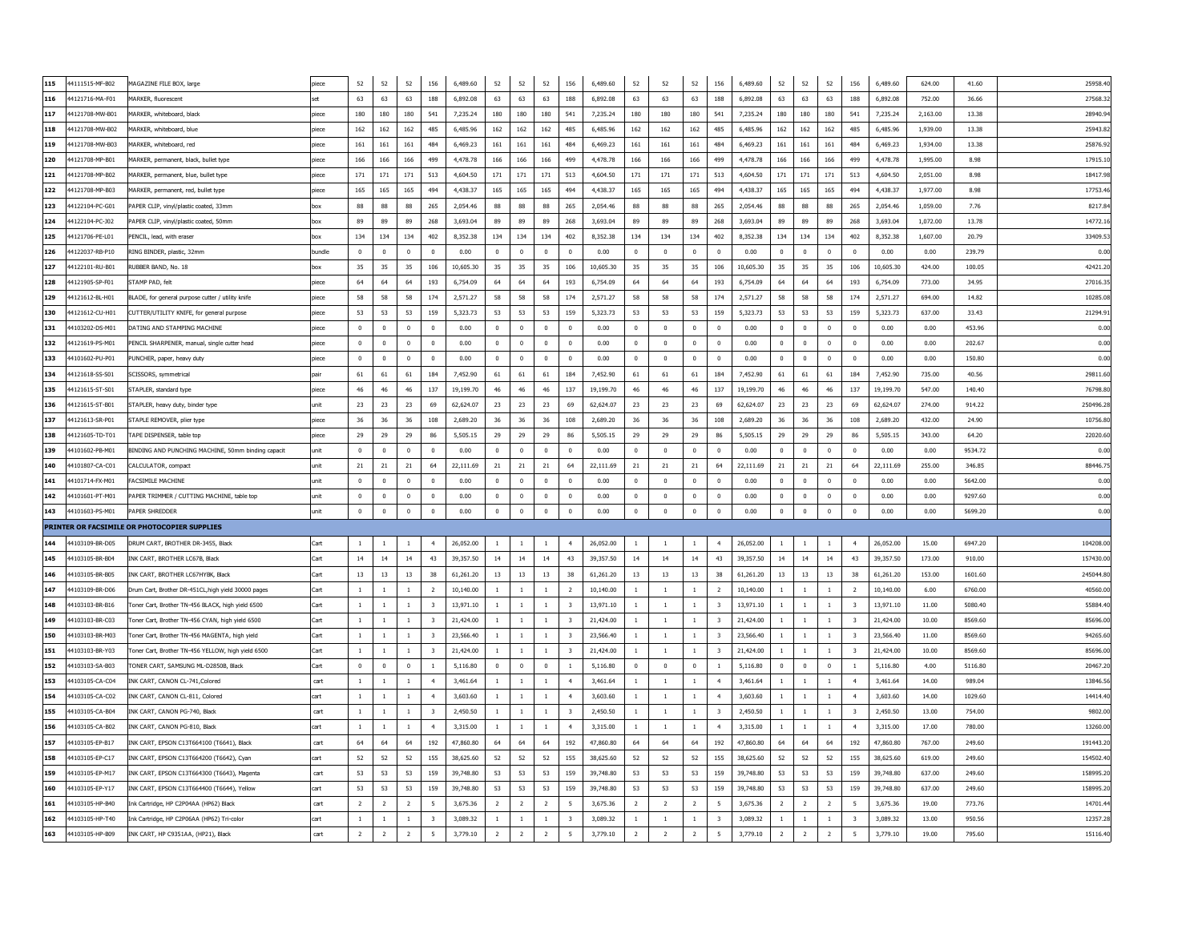| | | | | | | | | | | | | | | | | | | | | | | | | | |
|---|---|---|---|---|---|---|---|---|---|---|---|---|---|---|---|---|---|---|---|---|---|---|---|---|---|
| 115 | 44111515-MF-B02 | MAGAZINE FILE BOX, large | piece | 52 | 52 | 52 | 156 | 6,489.60 | 52 | 52 | 52 | 156 | 6,489.60 | 52 | 52 | 52 | 156 | 6,489.60 | 52 | 52 | 52 | 156 | 6,489.60 | 624.00 | 41.60 | 25958.40 |
| 116 | 44121716-MA-F01 | MARKER, fluorescent | set | 63 | 63 | 63 | 188 | 6,892.08 | 63 | 63 | 63 | 188 | 6,892.08 | 63 | 63 | 63 | 188 | 6,892.08 | 63 | 63 | 63 | 188 | 6,892.08 | 752.00 | 36.66 | 27568.32 |
| 117 | 44121708-MW-B01 | MARKER, whiteboard, black | piece | 180 | 180 | 180 | 541 | 7,235.24 | 180 | 180 | 180 | 541 | 7,235.24 | 180 | 180 | 180 | 541 | 7,235.24 | 180 | 180 | 180 | 541 | 7,235.24 | 2,163.00 | 13.38 | 28940.94 |
| 118 | 44121708-MW-B02 | MARKER, whiteboard, blue | piece | 162 | 162 | 162 | 485 | 6,485.96 | 162 | 162 | 162 | 485 | 6,485.96 | 162 | 162 | 162 | 485 | 6,485.96 | 162 | 162 | 162 | 485 | 6,485.96 | 1,939.00 | 13.38 | 25943.82 |
| 119 | 44121708-MW-B03 | MARKER, whiteboard, red | piece | 161 | 161 | 161 | 484 | 6,469.23 | 161 | 161 | 161 | 484 | 6,469.23 | 161 | 161 | 161 | 484 | 6,469.23 | 161 | 161 | 161 | 484 | 6,469.23 | 1,934.00 | 13.38 | 25876.92 |
| 120 | 44121708-MP-B01 | MARKER, permanent, black, bullet type | piece | 166 | 166 | 166 | 499 | 4,478.78 | 166 | 166 | 166 | 499 | 4,478.78 | 166 | 166 | 166 | 499 | 4,478.78 | 166 | 166 | 166 | 499 | 4,478.78 | 1,995.00 | 8.98 | 17915.10 |
| 121 | 44121708-MP-B02 | MARKER, permanent, blue, bullet type | piece | 171 | 171 | 171 | 513 | 4,604.50 | 171 | 171 | 171 | 513 | 4,604.50 | 171 | 171 | 171 | 513 | 4,604.50 | 171 | 171 | 171 | 513 | 4,604.50 | 2,051.00 | 8.98 | 18417.98 |
| 122 | 44121708-MP-B03 | MARKER, permanent, red, bullet type | piece | 165 | 165 | 165 | 494 | 4,438.37 | 165 | 165 | 165 | 494 | 4,438.37 | 165 | 165 | 165 | 494 | 4,438.37 | 165 | 165 | 165 | 494 | 4,438.37 | 1,977.00 | 8.98 | 17753.46 |
| 123 | 44122104-PC-G01 | PAPER CLIP, vinyl/plastic coated, 33mm | box | 88 | 88 | 88 | 265 | 2,054.46 | 88 | 88 | 88 | 265 | 2,054.46 | 88 | 88 | 88 | 265 | 2,054.46 | 88 | 88 | 88 | 265 | 2,054.46 | 1,059.00 | 7.76 | 8217.84 |
| 124 | 44122104-PC-J02 | PAPER CLIP, vinyl/plastic coated, 50mm | box | 89 | 89 | 89 | 268 | 3,693.04 | 89 | 89 | 89 | 268 | 3,693.04 | 89 | 89 | 89 | 268 | 3,693.04 | 89 | 89 | 89 | 268 | 3,693.04 | 1,072.00 | 13.78 | 14772.16 |
| 125 | 44121706-PE-L01 | PENCIL, lead, with eraser | box | 134 | 134 | 134 | 402 | 8,352.38 | 134 | 134 | 134 | 402 | 8,352.38 | 134 | 134 | 134 | 402 | 8,352.38 | 134 | 134 | 134 | 402 | 8,352.38 | 1,607.00 | 20.79 | 33409.53 |
| 126 | 44122037-RB-P10 | RING BINDER, plastic, 32mm | bundle | 0 | 0 | 0 | 0 | 0.00 | 0 | 0 | 0 | 0 | 0.00 | 0 | 0 | 0 | 0 | 0.00 | 0 | 0 | 0 | 0 | 0.00 | 0.00 | 239.79 | 0.00 |
| 127 | 44122101-RU-B01 | RUBBER BAND, No. 18 | box | 35 | 35 | 35 | 106 | 10,605.30 | 35 | 35 | 35 | 106 | 10,605.30 | 35 | 35 | 35 | 106 | 10,605.30 | 35 | 35 | 35 | 106 | 10,605.30 | 424.00 | 100.05 | 42421.20 |
| 128 | 44121905-SP-F01 | STAMP PAD, felt | piece | 64 | 64 | 64 | 193 | 6,754.09 | 64 | 64 | 64 | 193 | 6,754.09 | 64 | 64 | 64 | 193 | 6,754.09 | 64 | 64 | 64 | 193 | 6,754.09 | 773.00 | 34.95 | 27016.35 |
| 129 | 44121612-BL-H01 | BLADE, for general purpose cutter / utility knife | piece | 58 | 58 | 58 | 174 | 2,571.27 | 58 | 58 | 58 | 174 | 2,571.27 | 58 | 58 | 58 | 174 | 2,571.27 | 58 | 58 | 58 | 174 | 2,571.27 | 694.00 | 14.82 | 10285.08 |
| 130 | 44121612-CU-H01 | CUTTER/UTILITY KNIFE, for general purpose | piece | 53 | 53 | 53 | 159 | 5,323.73 | 53 | 53 | 53 | 159 | 5,323.73 | 53 | 53 | 53 | 159 | 5,323.73 | 53 | 53 | 53 | 159 | 5,323.73 | 637.00 | 33.43 | 21294.91 |
| 131 | 44103202-DS-M01 | DATING AND STAMPING MACHINE | piece | 0 | 0 | 0 | 0 | 0.00 | 0 | 0 | 0 | 0 | 0.00 | 0 | 0 | 0 | 0 | 0.00 | 0 | 0 | 0 | 0 | 0.00 | 0.00 | 453.96 | 0.00 |
| 132 | 44121619-PS-M01 | PENCIL SHARPENER, manual, single cutter head | piece | 0 | 0 | 0 | 0 | 0.00 | 0 | 0 | 0 | 0 | 0.00 | 0 | 0 | 0 | 0 | 0.00 | 0 | 0 | 0 | 0 | 0.00 | 0.00 | 202.67 | 0.00 |
| 133 | 44101602-PU-P01 | PUNCHER, paper, heavy duty | piece | 0 | 0 | 0 | 0 | 0.00 | 0 | 0 | 0 | 0 | 0.00 | 0 | 0 | 0 | 0 | 0.00 | 0 | 0 | 0 | 0 | 0.00 | 0.00 | 150.80 | 0.00 |
| 134 | 44121618-SS-S01 | SCISSORS, symmetrical | pair | 61 | 61 | 61 | 184 | 7,452.90 | 61 | 61 | 61 | 184 | 7,452.90 | 61 | 61 | 61 | 184 | 7,452.90 | 61 | 61 | 61 | 184 | 7,452.90 | 735.00 | 40.56 | 29811.60 |
| 135 | 44121615-ST-S01 | STAPLER, standard type | piece | 46 | 46 | 46 | 137 | 19,199.70 | 46 | 46 | 46 | 137 | 19,199.70 | 46 | 46 | 46 | 137 | 19,199.70 | 46 | 46 | 46 | 137 | 19,199.70 | 547.00 | 140.40 | 76798.80 |
| 136 | 44121615-ST-B01 | STAPLER, heavy duty, binder type | unit | 23 | 23 | 23 | 69 | 62,624.07 | 23 | 23 | 23 | 69 | 62,624.07 | 23 | 23 | 23 | 69 | 62,624.07 | 23 | 23 | 23 | 69 | 62,624.07 | 274.00 | 914.22 | 250496.28 |
| 137 | 44121613-SR-P01 | STAPLE REMOVER, plier type | piece | 36 | 36 | 36 | 108 | 2,689.20 | 36 | 36 | 36 | 108 | 2,689.20 | 36 | 36 | 36 | 108 | 2,689.20 | 36 | 36 | 36 | 108 | 2,689.20 | 432.00 | 24.90 | 10756.80 |
| 138 | 44121605-TD-T01 | TAPE DISPENSER, table top | piece | 29 | 29 | 29 | 86 | 5,505.15 | 29 | 29 | 29 | 86 | 5,505.15 | 29 | 29 | 29 | 86 | 5,505.15 | 29 | 29 | 29 | 86 | 5,505.15 | 343.00 | 64.20 | 22020.60 |
| 139 | 44101602-PB-M01 | BINDING AND PUNCHING MACHINE, 50mm binding capacit | unit | 0 | 0 | 0 | 0 | 0.00 | 0 | 0 | 0 | 0 | 0.00 | 0 | 0 | 0 | 0 | 0.00 | 0 | 0 | 0 | 0 | 0.00 | 0.00 | 9534.72 | 0.00 |
| 140 | 44101807-CA-C01 | CALCULATOR, compact | unit | 21 | 21 | 21 | 64 | 22,111.69 | 21 | 21 | 21 | 64 | 22,111.69 | 21 | 21 | 21 | 64 | 22,111.69 | 21 | 21 | 21 | 64 | 22,111.69 | 255.00 | 346.85 | 88446.75 |
| 141 | 44101714-FX-M01 | FACSIMILE MACHINE | unit | 0 | 0 | 0 | 0 | 0.00 | 0 | 0 | 0 | 0 | 0.00 | 0 | 0 | 0 | 0 | 0.00 | 0 | 0 | 0 | 0 | 0.00 | 0.00 | 5642.00 | 0.00 |
| 142 | 44101601-PT-M01 | PAPER TRIMMER / CUTTING MACHINE, table top | unit | 0 | 0 | 0 | 0 | 0.00 | 0 | 0 | 0 | 0 | 0.00 | 0 | 0 | 0 | 0 | 0.00 | 0 | 0 | 0 | 0 | 0.00 | 0.00 | 9297.60 | 0.00 |
| 143 | 44101603-PS-M01 | PAPER SHREDDER | unit | 0 | 0 | 0 | 0 | 0.00 | 0 | 0 | 0 | 0 | 0.00 | 0 | 0 | 0 | 0 | 0.00 | 0 | 0 | 0 | 0 | 0.00 | 0.00 | 5699.20 | 0.00 |
| **PRINTER OR FACSIMILE OR PHOTOCOPIER SUPPLIES** | | | | | | | | | | | | | | | | | | | | | | | | | | |
| 144 | 44103109-BR-D05 | DRUM CART, BROTHER DR-3455, Black | Cart | 1 | 1 | 1 | 4 | 26,052.00 | 1 | 1 | 1 | 4 | 26,052.00 | 1 | 1 | 1 | 4 | 26,052.00 | 1 | 1 | 1 | 4 | 26,052.00 | 15.00 | 6947.20 | 104208.00 |
| 145 | 44103105-BR-B04 | INK CART, BROTHER LC67B, Black | Cart | 14 | 14 | 14 | 43 | 39,357.50 | 14 | 14 | 14 | 43 | 39,357.50 | 14 | 14 | 14 | 43 | 39,357.50 | 14 | 14 | 14 | 43 | 39,357.50 | 173.00 | 910.00 | 157430.00 |
| 146 | 44103105-BR-B05 | INK CART, BROTHER LC67HYBK, Black | Cart | 13 | 13 | 13 | 38 | 61,261.20 | 13 | 13 | 13 | 38 | 61,261.20 | 13 | 13 | 13 | 38 | 61,261.20 | 13 | 13 | 13 | 38 | 61,261.20 | 153.00 | 1601.60 | 245044.80 |
| 147 | 44103109-BR-D06 | Drum Cart, Brother DR-451CL,high yield 30000 pages | Cart | 1 | 1 | 1 | 2 | 10,140.00 | 1 | 1 | 1 | 2 | 10,140.00 | 1 | 1 | 1 | 2 | 10,140.00 | 1 | 1 | 1 | 2 | 10,140.00 | 6.00 | 6760.00 | 40560.00 |
| 148 | 44103103-BR-B16 | Toner Cart, Brother TN-456 BLACK, high yield 6500 | Cart | 1 | 1 | 1 | 3 | 13,971.10 | 1 | 1 | 1 | 3 | 13,971.10 | 1 | 1 | 1 | 3 | 13,971.10 | 1 | 1 | 1 | 3 | 13,971.10 | 11.00 | 5080.40 | 55884.40 |
| 149 | 44103103-BR-C03 | Toner Cart, Brother TN-456 CYAN, high yield 6500 | Cart | 1 | 1 | 1 | 3 | 21,424.00 | 1 | 1 | 1 | 3 | 21,424.00 | 1 | 1 | 1 | 3 | 21,424.00 | 1 | 1 | 1 | 3 | 21,424.00 | 10.00 | 8569.60 | 85696.00 |
| 150 | 44103103-BR-M03 | Toner Cart, Brother TN-456 MAGENTA, high yield | Cart | 1 | 1 | 1 | 3 | 23,566.40 | 1 | 1 | 1 | 3 | 23,566.40 | 1 | 1 | 1 | 3 | 23,566.40 | 1 | 1 | 1 | 3 | 23,566.40 | 11.00 | 8569.60 | 94265.60 |
| 151 | 44103103-BR-Y03 | Toner Cart, Brother TN-456 YELLOW, high yield 6500 | Cart | 1 | 1 | 1 | 3 | 21,424.00 | 1 | 1 | 1 | 3 | 21,424.00 | 1 | 1 | 1 | 3 | 21,424.00 | 1 | 1 | 1 | 3 | 21,424.00 | 10.00 | 8569.60 | 85696.00 |
| 152 | 44103103-SA-B03 | TONER CART, SAMSUNG ML-D2850B, Black | Cart | 0 | 0 | 0 | 1 | 5,116.80 | 0 | 0 | 0 | 1 | 5,116.80 | 0 | 0 | 0 | 1 | 5,116.80 | 0 | 0 | 0 | 1 | 5,116.80 | 4.00 | 5116.80 | 20467.20 |
| 153 | 44103105-CA-C04 | INK CART, CANON CL-741,Colored | cart | 1 | 1 | 1 | 4 | 3,461.64 | 1 | 1 | 1 | 4 | 3,461.64 | 1 | 1 | 1 | 4 | 3,461.64 | 1 | 1 | 1 | 4 | 3,461.64 | 14.00 | 989.04 | 13846.56 |
| 154 | 44103105-CA-C02 | INK CART, CANON CL-811, Colored | cart | 1 | 1 | 1 | 4 | 3,603.60 | 1 | 1 | 1 | 4 | 3,603.60 | 1 | 1 | 1 | 4 | 3,603.60 | 1 | 1 | 1 | 4 | 3,603.60 | 14.00 | 1029.60 | 14414.40 |
| 155 | 44103105-CA-B04 | INK CART, CANON PG-740, Black | cart | 1 | 1 | 1 | 3 | 2,450.50 | 1 | 1 | 1 | 3 | 2,450.50 | 1 | 1 | 1 | 3 | 2,450.50 | 1 | 1 | 1 | 3 | 2,450.50 | 13.00 | 754.00 | 9802.00 |
| 156 | 44103105-CA-B02 | INK CART, CANON PG-810, Black | cart | 1 | 1 | 1 | 4 | 3,315.00 | 1 | 1 | 1 | 4 | 3,315.00 | 1 | 1 | 1 | 4 | 3,315.00 | 1 | 1 | 1 | 4 | 3,315.00 | 17.00 | 780.00 | 13260.00 |
| 157 | 44103105-EP-B17 | INK CART, EPSON C13T664100 (T6641), Black | cart | 64 | 64 | 64 | 192 | 47,860.80 | 64 | 64 | 64 | 192 | 47,860.80 | 64 | 64 | 64 | 192 | 47,860.80 | 64 | 64 | 64 | 192 | 47,860.80 | 767.00 | 249.60 | 191443.20 |
| 158 | 44103105-EP-C17 | INK CART, EPSON C13T664200 (T6642), Cyan | cart | 52 | 52 | 52 | 155 | 38,625.60 | 52 | 52 | 52 | 155 | 38,625.60 | 52 | 52 | 52 | 155 | 38,625.60 | 52 | 52 | 52 | 155 | 38,625.60 | 619.00 | 249.60 | 154502.40 |
| 159 | 44103105-EP-M17 | INK CART, EPSON C13T664300 (T6643), Magenta | cart | 53 | 53 | 53 | 159 | 39,748.80 | 53 | 53 | 53 | 159 | 39,748.80 | 53 | 53 | 53 | 159 | 39,748.80 | 53 | 53 | 53 | 159 | 39,748.80 | 637.00 | 249.60 | 158995.20 |
| 160 | 44103105-EP-Y17 | INK CART, EPSON C13T664400 (T6644), Yellow | cart | 53 | 53 | 53 | 159 | 39,748.80 | 53 | 53 | 53 | 159 | 39,748.80 | 53 | 53 | 53 | 159 | 39,748.80 | 53 | 53 | 53 | 159 | 39,748.80 | 637.00 | 249.60 | 158995.20 |
| 161 | 44103105-HP-B40 | Ink Cartridge, HP C2P04AA (HP62) Black | cart | 2 | 2 | 2 | 5 | 3,675.36 | 2 | 2 | 2 | 5 | 3,675.36 | 2 | 2 | 2 | 5 | 3,675.36 | 2 | 2 | 2 | 5 | 3,675.36 | 19.00 | 773.76 | 14701.44 |
| 162 | 44103105-HP-T40 | Ink Cartridge, HP C2P06AA (HP62) Tri-color | cart | 1 | 1 | 1 | 3 | 3,089.32 | 1 | 1 | 1 | 3 | 3,089.32 | 1 | 1 | 1 | 3 | 3,089.32 | 1 | 1 | 1 | 3 | 3,089.32 | 13.00 | 950.56 | 12357.28 |
| 163 | 44103105-HP-B09 | INK CART, HP C9351AA, (HP21), Black | cart | 2 | 2 | 2 | 5 | 3,779.10 | 2 | 2 | 2 | 5 | 3,779.10 | 2 | 2 | 2 | 5 | 3,779.10 | 2 | 2 | 2 | 5 | 3,779.10 | 19.00 | 795.60 | 15116.40 |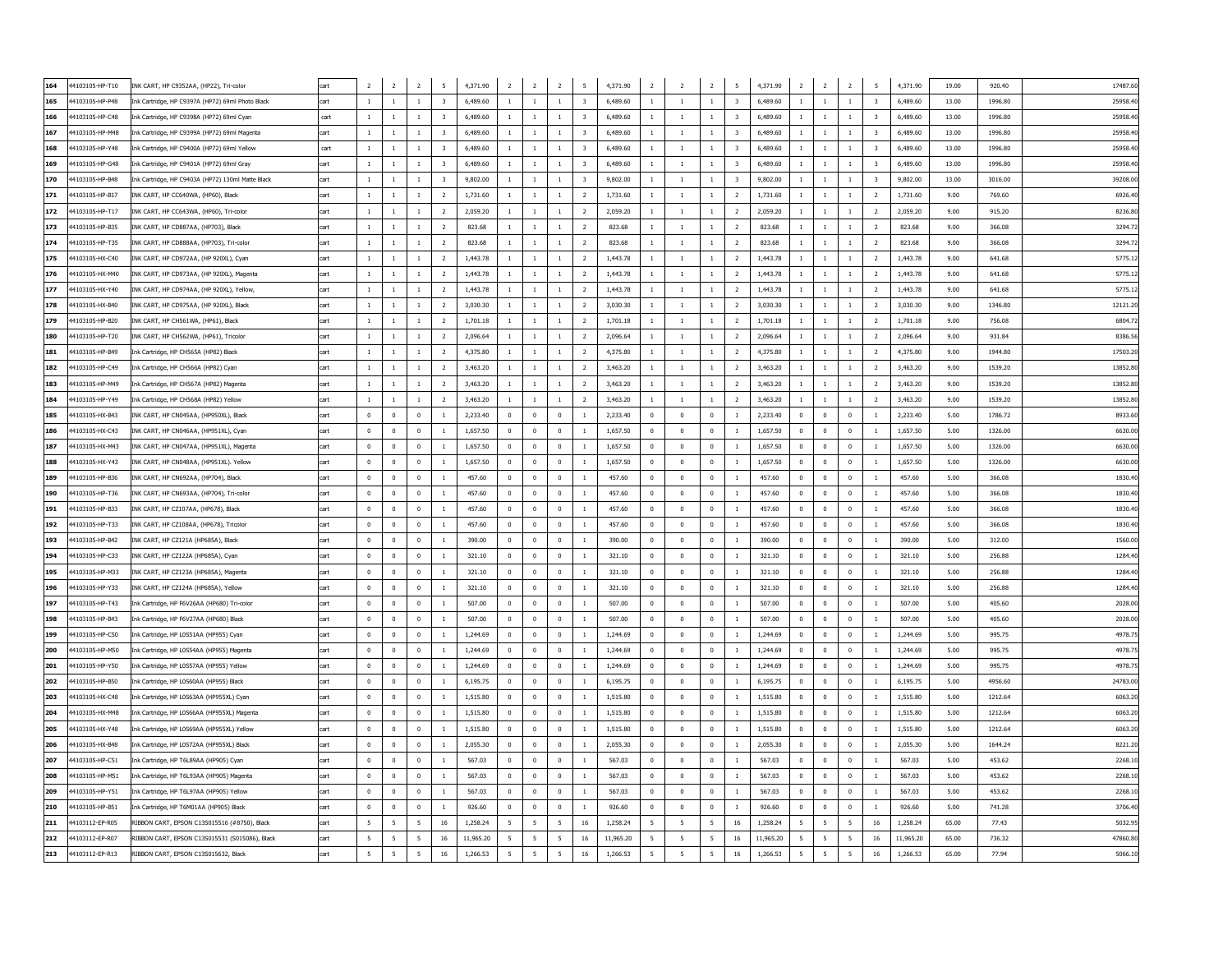| 164 | 44103105-HP-T10 | INK CART, HP C9352AA, (HP22), Tri-color | cart | 2 | 2 | 2 | 5 | 4,371.90 | 2 | 2 | 2 | 5 | 4,371.90 | 2 | 2 | 2 | 5 | 4,371.90 | 2 | 2 | 2 | 5 | 4,371.90 | 19.00 | 920.40 | 17487.60 |
|---|---|---|---|---|---|---|---|---|---|---|---|---|---|---|---|---|---|---|---|---|---|---|---|---|---|---|
| 165 | 44103105-HP-P48 | Ink Cartridge, HP C9397A (HP72) 69ml Photo Black | cart | 1 | 1 | 1 | 3 | 6,489.60 | 1 | 1 | 1 | 3 | 6,489.60 | 1 | 1 | 1 | 3 | 6,489.60 | 1 | 1 | 1 | 3 | 6,489.60 | 13.00 | 1996.80 | 25958.40 |
| 166 | 44103105-HP-C48 | Ink Cartridge, HP C9398A (HP72) 69ml Cyan | cart | 1 | 1 | 1 | 3 | 6,489.60 | 1 | 1 | 1 | 3 | 6,489.60 | 1 | 1 | 1 | 3 | 6,489.60 | 1 | 1 | 1 | 3 | 6,489.60 | 13.00 | 1996.80 | 25958.40 |
| 167 | 44103105-HP-M48 | Ink Cartridge, HP C9399A (HP72) 69ml Magenta | cart | 1 | 1 | 1 | 3 | 6,489.60 | 1 | 1 | 1 | 3 | 6,489.60 | 1 | 1 | 1 | 3 | 6,489.60 | 1 | 1 | 1 | 3 | 6,489.60 | 13.00 | 1996.80 | 25958.40 |
| 168 | 44103105-HP-Y48 | Ink Cartridge, HP C9400A (HP72) 69ml Yellow | cart | 1 | 1 | 1 | 3 | 6,489.60 | 1 | 1 | 1 | 3 | 6,489.60 | 1 | 1 | 1 | 3 | 6,489.60 | 1 | 1 | 1 | 3 | 6,489.60 | 13.00 | 1996.80 | 25958.40 |
| 169 | 44103105-HP-G48 | Ink Cartridge, HP C9401A (HP72) 69ml Gray | cart | 1 | 1 | 1 | 3 | 6,489.60 | 1 | 1 | 1 | 3 | 6,489.60 | 1 | 1 | 1 | 3 | 6,489.60 | 1 | 1 | 1 | 3 | 6,489.60 | 13.00 | 1996.80 | 25958.40 |
| 170 | 44103105-HP-B48 | Ink Cartridge, HP C9403A (HP72) 130ml Matte Black | cart | 1 | 1 | 1 | 3 | 9,802.00 | 1 | 1 | 1 | 3 | 9,802.00 | 1 | 1 | 1 | 3 | 9,802.00 | 1 | 1 | 1 | 3 | 9,802.00 | 13.00 | 3016.00 | 39208.00 |
| 171 | 44103105-HP-B17 | INK CART, HP CC640WA, (HP60), Black | cart | 1 | 1 | 1 | 2 | 1,731.60 | 1 | 1 | 1 | 2 | 1,731.60 | 1 | 1 | 1 | 2 | 1,731.60 | 1 | 1 | 1 | 2 | 1,731.60 | 9.00 | 769.60 | 6926.40 |
| 172 | 44103105-HP-T17 | INK CART, HP CC643WA, (HP60), Tri-color | cart | 1 | 1 | 1 | 2 | 2,059.20 | 1 | 1 | 1 | 2 | 2,059.20 | 1 | 1 | 1 | 2 | 2,059.20 | 1 | 1 | 1 | 2 | 2,059.20 | 9.00 | 915.20 | 8236.80 |
| 173 | 44103105-HP-B35 | INK CART, HP CD887AA, (HP703), Black | cart | 1 | 1 | 1 | 2 | 823.68 | 1 | 1 | 1 | 2 | 823.68 | 1 | 1 | 1 | 2 | 823.68 | 1 | 1 | 1 | 2 | 823.68 | 9.00 | 366.08 | 3294.72 |
| 174 | 44103105-HP-T35 | INK CART, HP CD888AA, (HP703), Tri-color | cart | 1 | 1 | 1 | 2 | 823.68 | 1 | 1 | 1 | 2 | 823.68 | 1 | 1 | 1 | 2 | 823.68 | 1 | 1 | 1 | 2 | 823.68 | 9.00 | 366.08 | 3294.72 |
| 175 | 44103105-HX-C40 | INK CART, HP CD972AA, (HP 920XL), Cyan | cart | 1 | 1 | 1 | 2 | 1,443.78 | 1 | 1 | 1 | 2 | 1,443.78 | 1 | 1 | 1 | 2 | 1,443.78 | 1 | 1 | 1 | 2 | 1,443.78 | 9.00 | 641.68 | 5775.12 |
| 176 | 44103105-HX-M40 | INK CART, HP CD973AA, (HP 920XL), Magenta | cart | 1 | 1 | 1 | 2 | 1,443.78 | 1 | 1 | 1 | 2 | 1,443.78 | 1 | 1 | 1 | 2 | 1,443.78 | 1 | 1 | 1 | 2 | 1,443.78 | 9.00 | 641.68 | 5775.12 |
| 177 | 44103105-HX-Y40 | INK CART, HP CD974AA, (HP 920XL), Yellow, | cart | 1 | 1 | 1 | 2 | 1,443.78 | 1 | 1 | 1 | 2 | 1,443.78 | 1 | 1 | 1 | 2 | 1,443.78 | 1 | 1 | 1 | 2 | 1,443.78 | 9.00 | 641.68 | 5775.12 |
| 178 | 44103105-HX-B40 | INK CART, HP CD975AA, (HP 920XL), Black | cart | 1 | 1 | 1 | 2 | 3,030.30 | 1 | 1 | 1 | 2 | 3,030.30 | 1 | 1 | 1 | 2 | 3,030.30 | 1 | 1 | 1 | 2 | 3,030.30 | 9.00 | 1346.80 | 12121.20 |
| 179 | 44103105-HP-B20 | INK CART, HP CH561WA, (HP61), Black | cart | 1 | 1 | 1 | 2 | 1,701.18 | 1 | 1 | 1 | 2 | 1,701.18 | 1 | 1 | 1 | 2 | 1,701.18 | 1 | 1 | 1 | 2 | 1,701.18 | 9.00 | 756.08 | 6804.72 |
| 180 | 44103105-HP-T20 | INK CART, HP CH562WA, (HP61), Tricolor | cart | 1 | 1 | 1 | 2 | 2,096.64 | 1 | 1 | 1 | 2 | 2,096.64 | 1 | 1 | 1 | 2 | 2,096.64 | 1 | 1 | 1 | 2 | 2,096.64 | 9.00 | 931.84 | 8386.56 |
| 181 | 44103105-HP-B49 | Ink Cartridge, HP CH565A (HP82) Black | cart | 1 | 1 | 1 | 2 | 4,375.80 | 1 | 1 | 1 | 2 | 4,375.80 | 1 | 1 | 1 | 2 | 4,375.80 | 1 | 1 | 1 | 2 | 4,375.80 | 9.00 | 1944.80 | 17503.20 |
| 182 | 44103105-HP-C49 | Ink Cartridge, HP CH566A (HP82) Cyan | cart | 1 | 1 | 1 | 2 | 3,463.20 | 1 | 1 | 1 | 2 | 3,463.20 | 1 | 1 | 1 | 2 | 3,463.20 | 1 | 1 | 1 | 2 | 3,463.20 | 9.00 | 1539.20 | 13852.80 |
| 183 | 44103105-HP-M49 | Ink Cartridge, HP CH567A (HP82) Magenta | cart | 1 | 1 | 1 | 2 | 3,463.20 | 1 | 1 | 1 | 2 | 3,463.20 | 1 | 1 | 1 | 2 | 3,463.20 | 1 | 1 | 1 | 2 | 3,463.20 | 9.00 | 1539.20 | 13852.80 |
| 184 | 44103105-HP-Y49 | Ink Cartridge, HP CH568A (HP82) Yellow | cart | 1 | 1 | 1 | 2 | 3,463.20 | 1 | 1 | 1 | 2 | 3,463.20 | 1 | 1 | 1 | 2 | 3,463.20 | 1 | 1 | 1 | 2 | 3,463.20 | 9.00 | 1539.20 | 13852.80 |
| 185 | 44103105-HX-B43 | INK CART, HP CN045AA, (HP950XL), Black | cart | 0 | 0 | 0 | 1 | 2,233.40 | 0 | 0 | 0 | 1 | 2,233.40 | 0 | 0 | 0 | 1 | 2,233.40 | 0 | 0 | 0 | 1 | 2,233.40 | 5.00 | 1786.72 | 8933.60 |
| 186 | 44103105-HX-C43 | INK CART, HP CN046AA, (HP951XL), Cyan | cart | 0 | 0 | 0 | 1 | 1,657.50 | 0 | 0 | 0 | 1 | 1,657.50 | 0 | 0 | 0 | 1 | 1,657.50 | 0 | 0 | 0 | 1 | 1,657.50 | 5.00 | 1326.00 | 6630.00 |
| 187 | 44103105-HX-M43 | INK CART, HP CN047AA, (HP951XL), Magenta | cart | 0 | 0 | 0 | 1 | 1,657.50 | 0 | 0 | 0 | 1 | 1,657.50 | 0 | 0 | 0 | 1 | 1,657.50 | 0 | 0 | 0 | 1 | 1,657.50 | 5.00 | 1326.00 | 6630.00 |
| 188 | 44103105-HX-Y43 | INK CART, HP CN048AA, (HP951XL). Yellow | cart | 0 | 0 | 0 | 1 | 1,657.50 | 0 | 0 | 0 | 1 | 1,657.50 | 0 | 0 | 0 | 1 | 1,657.50 | 0 | 0 | 0 | 1 | 1,657.50 | 5.00 | 1326.00 | 6630.00 |
| 189 | 44103105-HP-B36 | INK CART, HP CN692AA, (HP704), Black | cart | 0 | 0 | 0 | 1 | 457.60 | 0 | 0 | 0 | 1 | 457.60 | 0 | 0 | 0 | 1 | 457.60 | 0 | 0 | 0 | 1 | 457.60 | 5.00 | 366.08 | 1830.40 |
| 190 | 44103105-HP-T36 | INK CART, HP CN693AA, (HP704), Tri-color | cart | 0 | 0 | 0 | 1 | 457.60 | 0 | 0 | 0 | 1 | 457.60 | 0 | 0 | 0 | 1 | 457.60 | 0 | 0 | 0 | 1 | 457.60 | 5.00 | 366.08 | 1830.40 |
| 191 | 44103105-HP-B33 | INK CART, HP CZ107AA, (HP678), Black | cart | 0 | 0 | 0 | 1 | 457.60 | 0 | 0 | 0 | 1 | 457.60 | 0 | 0 | 0 | 1 | 457.60 | 0 | 0 | 0 | 1 | 457.60 | 5.00 | 366.08 | 1830.40 |
| 192 | 44103105-HP-T33 | INK CART, HP CZ108AA, (HP678), Tricolor | cart | 0 | 0 | 0 | 1 | 457.60 | 0 | 0 | 0 | 1 | 457.60 | 0 | 0 | 0 | 1 | 457.60 | 0 | 0 | 0 | 1 | 457.60 | 5.00 | 366.08 | 1830.40 |
| 193 | 44103105-HP-B42 | INK CART, HP CZ121A (HP685A), Black | cart | 0 | 0 | 0 | 1 | 390.00 | 0 | 0 | 0 | 1 | 390.00 | 0 | 0 | 0 | 1 | 390.00 | 0 | 0 | 0 | 1 | 390.00 | 5.00 | 312.00 | 1560.00 |
| 194 | 44103105-HP-C33 | INK CART, HP CZ122A (HP685A), Cyan | cart | 0 | 0 | 0 | 1 | 321.10 | 0 | 0 | 0 | 1 | 321.10 | 0 | 0 | 0 | 1 | 321.10 | 0 | 0 | 0 | 1 | 321.10 | 5.00 | 256.88 | 1284.40 |
| 195 | 44103105-HP-M33 | INK CART, HP CZ123A (HP685A), Magenta | cart | 0 | 0 | 0 | 1 | 321.10 | 0 | 0 | 0 | 1 | 321.10 | 0 | 0 | 0 | 1 | 321.10 | 0 | 0 | 0 | 1 | 321.10 | 5.00 | 256.88 | 1284.40 |
| 196 | 44103105-HP-Y33 | INK CART, HP CZ124A (HP685A), Yellow | cart | 0 | 0 | 0 | 1 | 321.10 | 0 | 0 | 0 | 1 | 321.10 | 0 | 0 | 0 | 1 | 321.10 | 0 | 0 | 0 | 1 | 321.10 | 5.00 | 256.88 | 1284.40 |
| 197 | 44103105-HP-T43 | Ink Cartridge, HP F6V26AA (HP680) Tri-color | cart | 0 | 0 | 0 | 1 | 507.00 | 0 | 0 | 0 | 1 | 507.00 | 0 | 0 | 0 | 1 | 507.00 | 0 | 0 | 0 | 1 | 507.00 | 5.00 | 405.60 | 2028.00 |
| 198 | 44103105-HP-B43 | Ink Cartridge, HP F6V27AA (HP680) Black | cart | 0 | 0 | 0 | 1 | 507.00 | 0 | 0 | 0 | 1 | 507.00 | 0 | 0 | 0 | 1 | 507.00 | 0 | 0 | 0 | 1 | 507.00 | 5.00 | 405.60 | 2028.00 |
| 199 | 44103105-HP-C50 | Ink Cartridge, HP L0S51AA (HP955) Cyan | cart | 0 | 0 | 0 | 1 | 1,244.69 | 0 | 0 | 0 | 1 | 1,244.69 | 0 | 0 | 0 | 1 | 1,244.69 | 0 | 0 | 0 | 1 | 1,244.69 | 5.00 | 995.75 | 4978.75 |
| 200 | 44103105-HP-M50 | Ink Cartridge, HP L0S54AA (HP955) Magenta | cart | 0 | 0 | 0 | 1 | 1,244.69 | 0 | 0 | 0 | 1 | 1,244.69 | 0 | 0 | 0 | 1 | 1,244.69 | 0 | 0 | 0 | 1 | 1,244.69 | 5.00 | 995.75 | 4978.75 |
| 201 | 44103105-HP-Y50 | Ink Cartridge, HP L0S57AA (HP955) Yellow | cart | 0 | 0 | 0 | 1 | 1,244.69 | 0 | 0 | 0 | 1 | 1,244.69 | 0 | 0 | 0 | 1 | 1,244.69 | 0 | 0 | 0 | 1 | 1,244.69 | 5.00 | 995.75 | 4978.75 |
| 202 | 44103105-HP-B50 | Ink Cartridge, HP L0S60AA (HP955) Black | cart | 0 | 0 | 0 | 1 | 6,195.75 | 0 | 0 | 0 | 1 | 6,195.75 | 0 | 0 | 0 | 1 | 6,195.75 | 0 | 0 | 0 | 1 | 6,195.75 | 5.00 | 4956.60 | 24783.00 |
| 203 | 44103105-HX-C48 | Ink Cartridge, HP L0S63AA (HP955XL) Cyan | cart | 0 | 0 | 0 | 1 | 1,515.80 | 0 | 0 | 0 | 1 | 1,515.80 | 0 | 0 | 0 | 1 | 1,515.80 | 0 | 0 | 0 | 1 | 1,515.80 | 5.00 | 1212.64 | 6063.20 |
| 204 | 44103105-HX-M48 | Ink Cartridge, HP L0S66AA (HP955XL) Magenta | cart | 0 | 0 | 0 | 1 | 1,515.80 | 0 | 0 | 0 | 1 | 1,515.80 | 0 | 0 | 0 | 1 | 1,515.80 | 0 | 0 | 0 | 1 | 1,515.80 | 5.00 | 1212.64 | 6063.20 |
| 205 | 44103105-HX-Y48 | Ink Cartridge, HP L0S69AA (HP955XL) Yellow | cart | 0 | 0 | 0 | 1 | 1,515.80 | 0 | 0 | 0 | 1 | 1,515.80 | 0 | 0 | 0 | 1 | 1,515.80 | 0 | 0 | 0 | 1 | 1,515.80 | 5.00 | 1212.64 | 6063.20 |
| 206 | 44103105-HX-B48 | Ink Cartridge, HP L0S72AA (HP955XL) Black | cart | 0 | 0 | 0 | 1 | 2,055.30 | 0 | 0 | 0 | 1 | 2,055.30 | 0 | 0 | 0 | 1 | 2,055.30 | 0 | 0 | 0 | 1 | 2,055.30 | 5.00 | 1644.24 | 8221.20 |
| 207 | 44103105-HP-C51 | Ink Cartridge, HP T6L89AA (HP905) Cyan | cart | 0 | 0 | 0 | 1 | 567.03 | 0 | 0 | 0 | 1 | 567.03 | 0 | 0 | 0 | 1 | 567.03 | 0 | 0 | 0 | 1 | 567.03 | 5.00 | 453.62 | 2268.10 |
| 208 | 44103105-HP-M51 | Ink Cartridge, HP T6L93AA (HP905) Magenta | cart | 0 | 0 | 0 | 1 | 567.03 | 0 | 0 | 0 | 1 | 567.03 | 0 | 0 | 0 | 1 | 567.03 | 0 | 0 | 0 | 1 | 567.03 | 5.00 | 453.62 | 2268.10 |
| 209 | 44103105-HP-Y51 | Ink Cartridge, HP T6L97AA (HP905) Yellow | cart | 0 | 0 | 0 | 1 | 567.03 | 0 | 0 | 0 | 1 | 567.03 | 0 | 0 | 0 | 1 | 567.03 | 0 | 0 | 0 | 1 | 567.03 | 5.00 | 453.62 | 2268.10 |
| 210 | 44103105-HP-B51 | Ink Cartridge, HP T6M01AA (HP905) Black | cart | 0 | 0 | 0 | 1 | 926.60 | 0 | 0 | 0 | 1 | 926.60 | 0 | 0 | 0 | 1 | 926.60 | 0 | 0 | 0 | 1 | 926.60 | 5.00 | 741.28 | 3706.40 |
| 211 | 44103112-EP-R05 | RIBBON CART, EPSON C13S015516 (#8750), Black | cart | 5 | 5 | 5 | 16 | 1,258.24 | 5 | 5 | 5 | 16 | 1,258.24 | 5 | 5 | 5 | 16 | 1,258.24 | 5 | 5 | 5 | 16 | 1,258.24 | 65.00 | 77.43 | 5032.95 |
| 212 | 44103112-EP-R07 | RIBBON CART, EPSON C13S015531 (S015086), Black | cart | 5 | 5 | 5 | 16 | 11,965.20 | 5 | 5 | 5 | 16 | 11,965.20 | 5 | 5 | 5 | 16 | 11,965.20 | 5 | 5 | 5 | 16 | 11,965.20 | 65.00 | 736.32 | 47860.80 |
| 213 | 44103112-EP-R13 | RIBBON CART, EPSON C13S015632, Black | cart | 5 | 5 | 5 | 16 | 1,266.53 | 5 | 5 | 5 | 16 | 1,266.53 | 5 | 5 | 5 | 16 | 1,266.53 | 5 | 5 | 5 | 16 | 1,266.53 | 65.00 | 77.94 | 5066.10 |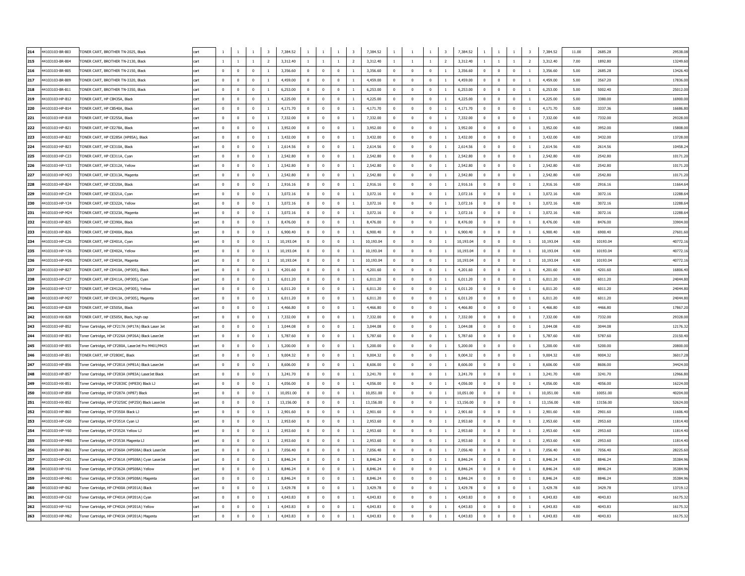| | | | | | | | | | | | | | | | | | | | | | | | | | | | | |
|---|---|---|---|---|---|---|---|---|---|---|---|---|---|---|---|---|---|---|---|---|---|---|---|---|---|---|---|---|
| 214 | 44103103-BR-B03 | TONER CART, BROTHER TN-2025, Black | cart | 1 | 1 | 1 | 3 | 7,384.52 | 1 | 1 | 1 | 3 | 7,384.52 | 1 | 1 | 1 | 3 | 7,384.52 | 1 | 1 | 1 | 3 | 7,384.52 | 11.00 | 2685.28 | 29538.08 |
| 215 | 44103103-BR-B04 | TONER CART, BROTHER TN-2130, Black | cart | 1 | 1 | 1 | 2 | 3,312.40 | 1 | 1 | 1 | 2 | 3,312.40 | 1 | 1 | 1 | 2 | 3,312.40 | 1 | 1 | 1 | 2 | 3,312.40 | 7.00 | 1892.80 | 13249.60 |
| 216 | 44103103-BR-B05 | TONER CART, BROTHER TN-2150, Black | cart | 0 | 0 | 0 | 1 | 3,356.60 | 0 | 0 | 0 | 1 | 3,356.60 | 0 | 0 | 0 | 1 | 3,356.60 | 0 | 0 | 0 | 1 | 3,356.60 | 5.00 | 2685.28 | 13426.40 |
| 217 | 44103103-BR-B09 | TONER CART, BROTHER TN-3320, Black | cart | 0 | 0 | 0 | 1 | 4,459.00 | 0 | 0 | 0 | 1 | 4,459.00 | 0 | 0 | 0 | 1 | 4,459.00 | 0 | 0 | 0 | 1 | 4,459.00 | 5.00 | 3567.20 | 17836.00 |
| 218 | 44103103-BR-B11 | TONER CART, BROTHER TN-3350, Black | cart | 0 | 0 | 0 | 1 | 6,253.00 | 0 | 0 | 0 | 1 | 6,253.00 | 0 | 0 | 0 | 1 | 6,253.00 | 0 | 0 | 0 | 1 | 6,253.00 | 5.00 | 5002.40 | 25012.00 |
| 219 | 44103103-HP-B12 | TONER CART, HP CB435A, Black | cart | 0 | 0 | 0 | 1 | 4,225.00 | 0 | 0 | 0 | 1 | 4,225.00 | 0 | 0 | 0 | 1 | 4,225.00 | 0 | 0 | 0 | 1 | 4,225.00 | 5.00 | 3380.00 | 16900.00 |
| 220 | 44103103-HP-B14 | TONER CART, HP CB540A, Black | cart | 0 | 0 | 0 | 1 | 4,171.70 | 0 | 0 | 0 | 1 | 4,171.70 | 0 | 0 | 0 | 1 | 4,171.70 | 0 | 0 | 0 | 1 | 4,171.70 | 5.00 | 3337.36 | 16686.80 |
| 221 | 44103103-HP-B18 | TONER CART, HP CE255A, Black | cart | 0 | 0 | 0 | 1 | 7,332.00 | 0 | 0 | 0 | 1 | 7,332.00 | 0 | 0 | 0 | 1 | 7,332.00 | 0 | 0 | 0 | 1 | 7,332.00 | 4.00 | 7332.00 | 29328.00 |
| 222 | 44103103-HP-B21 | TONER CART, HP CE278A, Black | cart | 0 | 0 | 0 | 1 | 3,952.00 | 0 | 0 | 0 | 1 | 3,952.00 | 0 | 0 | 0 | 1 | 3,952.00 | 0 | 0 | 0 | 1 | 3,952.00 | 4.00 | 3952.00 | 15808.00 |
| 223 | 44103103-HP-B22 | TONER CART, HP CE285A (HP85A), Black | cart | 0 | 0 | 0 | 1 | 3,432.00 | 0 | 0 | 0 | 1 | 3,432.00 | 0 | 0 | 0 | 1 | 3,432.00 | 0 | 0 | 0 | 1 | 3,432.00 | 4.00 | 3432.00 | 13728.00 |
| 224 | 44103103-HP-B23 | TONER CART, HP CE310A, Black | cart | 0 | 0 | 0 | 1 | 2,614.56 | 0 | 0 | 0 | 1 | 2,614.56 | 0 | 0 | 0 | 1 | 2,614.56 | 0 | 0 | 0 | 1 | 2,614.56 | 4.00 | 2614.56 | 10458.24 |
| 225 | 44103103-HP-C23 | TONER CART, HP CE311A, Cyan | cart | 0 | 0 | 0 | 1 | 2,542.80 | 0 | 0 | 0 | 1 | 2,542.80 | 0 | 0 | 0 | 1 | 2,542.80 | 0 | 0 | 0 | 1 | 2,542.80 | 4.00 | 2542.80 | 10171.20 |
| 226 | 44103103-HP-Y23 | TONER CART, HP CE312A, Yellow | cart | 0 | 0 | 0 | 1 | 2,542.80 | 0 | 0 | 0 | 1 | 2,542.80 | 0 | 0 | 0 | 1 | 2,542.80 | 0 | 0 | 0 | 1 | 2,542.80 | 4.00 | 2542.80 | 10171.20 |
| 227 | 44103103-HP-M23 | TONER CART, HP CE313A, Magenta | cart | 0 | 0 | 0 | 1 | 2,542.80 | 0 | 0 | 0 | 1 | 2,542.80 | 0 | 0 | 0 | 1 | 2,542.80 | 0 | 0 | 0 | 1 | 2,542.80 | 4.00 | 2542.80 | 10171.20 |
| 228 | 44103103-HP-B24 | TONER CART, HP CE320A, Black | cart | 0 | 0 | 0 | 1 | 2,916.16 | 0 | 0 | 0 | 1 | 2,916.16 | 0 | 0 | 0 | 1 | 2,916.16 | 0 | 0 | 0 | 1 | 2,916.16 | 4.00 | 2916.16 | 11664.64 |
| 229 | 44103103-HP-C24 | TONER CART, HP CE321A, Cyan | cart | 0 | 0 | 0 | 1 | 3,072.16 | 0 | 0 | 0 | 1 | 3,072.16 | 0 | 0 | 0 | 1 | 3,072.16 | 0 | 0 | 0 | 1 | 3,072.16 | 4.00 | 3072.16 | 12288.64 |
| 230 | 44103103-HP-Y24 | TONER CART, HP CE322A, Yellow | cart | 0 | 0 | 0 | 1 | 3,072.16 | 0 | 0 | 0 | 1 | 3,072.16 | 0 | 0 | 0 | 1 | 3,072.16 | 0 | 0 | 0 | 1 | 3,072.16 | 4.00 | 3072.16 | 12288.64 |
| 231 | 44103103-HP-M24 | TONER CART, HP CE323A, Magenta | cart | 0 | 0 | 0 | 1 | 3,072.16 | 0 | 0 | 0 | 1 | 3,072.16 | 0 | 0 | 0 | 1 | 3,072.16 | 0 | 0 | 0 | 1 | 3,072.16 | 4.00 | 3072.16 | 12288.64 |
| 232 | 44103103-HP-B25 | TONER CART, HP CE390A, Black | cart | 0 | 0 | 0 | 1 | 8,476.00 | 0 | 0 | 0 | 1 | 8,476.00 | 0 | 0 | 0 | 1 | 8,476.00 | 0 | 0 | 0 | 1 | 8,476.00 | 4.00 | 8476.00 | 33904.00 |
| 233 | 44103103-HP-B26 | TONER CART, HP CE400A, Black | cart | 0 | 0 | 0 | 1 | 6,900.40 | 0 | 0 | 0 | 1 | 6,900.40 | 0 | 0 | 0 | 1 | 6,900.40 | 0 | 0 | 0 | 1 | 6,900.40 | 4.00 | 6900.40 | 27601.60 |
| 234 | 44103103-HP-C26 | TONER CART, HP CE401A, Cyan | cart | 0 | 0 | 0 | 1 | 10,193.04 | 0 | 0 | 0 | 1 | 10,193.04 | 0 | 0 | 0 | 1 | 10,193.04 | 0 | 0 | 0 | 1 | 10,193.04 | 4.00 | 10193.04 | 40772.16 |
| 235 | 44103103-HP-Y26 | TONER CART, HP CE402A, Yellow | cart | 0 | 0 | 0 | 1 | 10,193.04 | 0 | 0 | 0 | 1 | 10,193.04 | 0 | 0 | 0 | 1 | 10,193.04 | 0 | 0 | 0 | 1 | 10,193.04 | 4.00 | 10193.04 | 40772.16 |
| 236 | 44103103-HP-M26 | TONER CART, HP CE403A, Magenta | cart | 0 | 0 | 0 | 1 | 10,193.04 | 0 | 0 | 0 | 1 | 10,193.04 | 0 | 0 | 0 | 1 | 10,193.04 | 0 | 0 | 0 | 1 | 10,193.04 | 4.00 | 10193.04 | 40772.16 |
| 237 | 44103103-HP-B27 | TONER CART, HP CE410A, (HP305), Black | cart | 0 | 0 | 0 | 1 | 4,201.60 | 0 | 0 | 0 | 1 | 4,201.60 | 0 | 0 | 0 | 1 | 4,201.60 | 0 | 0 | 0 | 1 | 4,201.60 | 4.00 | 4201.60 | 16806.40 |
| 238 | 44103103-HP-C27 | TONER CART, HP CE411A, (HP305), Cyan | cart | 0 | 0 | 0 | 1 | 6,011.20 | 0 | 0 | 0 | 1 | 6,011.20 | 0 | 0 | 0 | 1 | 6,011.20 | 0 | 0 | 0 | 1 | 6,011.20 | 4.00 | 6011.20 | 24044.80 |
| 239 | 44103103-HP-Y27 | TONER CART, HP CE412A, (HP305), Yellow | cart | 0 | 0 | 0 | 1 | 6,011.20 | 0 | 0 | 0 | 1 | 6,011.20 | 0 | 0 | 0 | 1 | 6,011.20 | 0 | 0 | 0 | 1 | 6,011.20 | 4.00 | 6011.20 | 24044.80 |
| 240 | 44103103-HP-M27 | TONER CART, HP CE413A, (HP305), Magenta | cart | 0 | 0 | 0 | 1 | 6,011.20 | 0 | 0 | 0 | 1 | 6,011.20 | 0 | 0 | 0 | 1 | 6,011.20 | 0 | 0 | 0 | 1 | 6,011.20 | 4.00 | 6011.20 | 24044.80 |
| 241 | 44103103-HP-B28 | TONER CART, HP CE505A, Black | cart | 0 | 0 | 0 | 1 | 4,466.80 | 0 | 0 | 0 | 1 | 4,466.80 | 0 | 0 | 0 | 1 | 4,466.80 | 0 | 0 | 0 | 1 | 4,466.80 | 4.00 | 4466.80 | 17867.20 |
| 242 | 44103103-HX-B28 | TONER CART, HP CE505X, Black, high cap | cart | 0 | 0 | 0 | 1 | 7,332.00 | 0 | 0 | 0 | 1 | 7,332.00 | 0 | 0 | 0 | 1 | 7,332.00 | 0 | 0 | 0 | 1 | 7,332.00 | 4.00 | 7332.00 | 29328.00 |
| 243 | 44103103-HP-B52 | Toner Cartridge, HP CF217A (HP17A) Black Laser Jet | cart | 0 | 0 | 0 | 1 | 3,044.08 | 0 | 0 | 0 | 1 | 3,044.08 | 0 | 0 | 0 | 1 | 3,044.08 | 0 | 0 | 0 | 1 | 3,044.08 | 4.00 | 3044.08 | 12176.32 |
| 244 | 44103103-HP-B53 | Toner Cartridge, HP CF226A (HP26A) Black LaserJet | cart | 0 | 0 | 0 | 1 | 5,787.60 | 0 | 0 | 0 | 1 | 5,787.60 | 0 | 0 | 0 | 1 | 5,787.60 | 0 | 0 | 0 | 1 | 5,787.60 | 4.00 | 5787.60 | 23150.40 |
| 245 | 44103103-HP-B55 | Toner Cartridge, HP CF280A, LaserJet Pro M401/M425 | cart | 0 | 0 | 0 | 1 | 5,200.00 | 0 | 0 | 0 | 1 | 5,200.00 | 0 | 0 | 0 | 1 | 5,200.00 | 0 | 0 | 0 | 1 | 5,200.00 | 4.00 | 5200.00 | 20800.00 |
| 246 | 44103103-HP-B51 | TONER CART, HP CF280XC, Black | cart | 0 | 0 | 0 | 1 | 9,004.32 | 0 | 0 | 0 | 1 | 9,004.32 | 0 | 0 | 0 | 1 | 9,004.32 | 0 | 0 | 0 | 1 | 9,004.32 | 4.00 | 9004.32 | 36017.28 |
| 247 | 44103103-HP-B56 | Toner Cartridge, HP CF281A (HP81A) Black LaserJet | cart | 0 | 0 | 0 | 1 | 8,606.00 | 0 | 0 | 0 | 1 | 8,606.00 | 0 | 0 | 0 | 1 | 8,606.00 | 0 | 0 | 0 | 1 | 8,606.00 | 4.00 | 8606.00 | 34424.00 |
| 248 | 44103103-HP-B57 | Toner Cartridge, HP CF283A (HP83A) LaserJet Black | cart | 0 | 0 | 0 | 1 | 3,241.70 | 0 | 0 | 0 | 1 | 3,241.70 | 0 | 0 | 0 | 1 | 3,241.70 | 0 | 0 | 0 | 1 | 3,241.70 | 4.00 | 3241.70 | 12966.80 |
| 249 | 44103103-HX-B51 | Toner Cartridge, HP CF283XC (HP83X) Black LJ | cart | 0 | 0 | 0 | 1 | 4,056.00 | 0 | 0 | 0 | 1 | 4,056.00 | 0 | 0 | 0 | 1 | 4,056.00 | 0 | 0 | 0 | 1 | 4,056.00 | 4.00 | 4056.00 | 16224.00 |
| 250 | 44103103-HP-B58 | Toner Cartridge, HP CF287A (HP87) Black | cart | 0 | 0 | 0 | 1 | 10,051.00 | 0 | 0 | 0 | 1 | 10,051.00 | 0 | 0 | 0 | 1 | 10,051.00 | 0 | 0 | 0 | 1 | 10,051.00 | 4.00 | 10051.00 | 40204.00 |
| 251 | 44103103-HX-B52 | Toner Cartridge, HP CF325XC (HP25X) Black LaserJet | cart | 0 | 0 | 0 | 1 | 13,156.00 | 0 | 0 | 0 | 1 | 13,156.00 | 0 | 0 | 0 | 1 | 13,156.00 | 0 | 0 | 0 | 1 | 13,156.00 | 4.00 | 13156.00 | 52624.00 |
| 252 | 44103103-HP-B60 | Toner Cartridge, HP CF350A Black LJ | cart | 0 | 0 | 0 | 1 | 2,901.60 | 0 | 0 | 0 | 1 | 2,901.60 | 0 | 0 | 0 | 1 | 2,901.60 | 0 | 0 | 0 | 1 | 2,901.60 | 4.00 | 2901.60 | 11606.40 |
| 253 | 44103103-HP-C60 | Toner Cartridge, HP CF351A Cyan LJ | cart | 0 | 0 | 0 | 1 | 2,953.60 | 0 | 0 | 0 | 1 | 2,953.60 | 0 | 0 | 0 | 1 | 2,953.60 | 0 | 0 | 0 | 1 | 2,953.60 | 4.00 | 2953.60 | 11814.40 |
| 254 | 44103103-HP-Y60 | Toner Cartridge, HP CF352A Yellow LJ | cart | 0 | 0 | 0 | 1 | 2,953.60 | 0 | 0 | 0 | 1 | 2,953.60 | 0 | 0 | 0 | 1 | 2,953.60 | 0 | 0 | 0 | 1 | 2,953.60 | 4.00 | 2953.60 | 11814.40 |
| 255 | 44103103-HP-M60 | Toner Cartridge, HP CF353A Magenta LJ | cart | 0 | 0 | 0 | 1 | 2,953.60 | 0 | 0 | 0 | 1 | 2,953.60 | 0 | 0 | 0 | 1 | 2,953.60 | 0 | 0 | 0 | 1 | 2,953.60 | 4.00 | 2953.60 | 11814.40 |
| 256 | 44103103-HP-B61 | Toner Cartridge, HP CF360A (HP508A) Black LaserJet | cart | 0 | 0 | 0 | 1 | 7,056.40 | 0 | 0 | 0 | 1 | 7,056.40 | 0 | 0 | 0 | 1 | 7,056.40 | 0 | 0 | 0 | 1 | 7,056.40 | 4.00 | 7056.40 | 28225.60 |
| 257 | 44103103-HP-C61 | Toner Cartridge, HP CF361A (HP508A) Cyan LaserJet | cart | 0 | 0 | 0 | 1 | 8,846.24 | 0 | 0 | 0 | 1 | 8,846.24 | 0 | 0 | 0 | 1 | 8,846.24 | 0 | 0 | 0 | 1 | 8,846.24 | 4.00 | 8846.24 | 35384.96 |
| 258 | 44103103-HP-Y61 | Toner Cartridge, HP CF362A (HP508A) Yellow | cart | 0 | 0 | 0 | 1 | 8,846.24 | 0 | 0 | 0 | 1 | 8,846.24 | 0 | 0 | 0 | 1 | 8,846.24 | 0 | 0 | 0 | 1 | 8,846.24 | 4.00 | 8846.24 | 35384.96 |
| 259 | 44103103-HP-M61 | Toner Cartridge, HP CF363A (HP508A) Magenta | cart | 0 | 0 | 0 | 1 | 8,846.24 | 0 | 0 | 0 | 1 | 8,846.24 | 0 | 0 | 0 | 1 | 8,846.24 | 0 | 0 | 0 | 1 | 8,846.24 | 4.00 | 8846.24 | 35384.96 |
| 260 | 44103103-HP-B62 | Toner Cartridge, HP CF400A (HP201A) Black | cart | 0 | 0 | 0 | 1 | 3,429.78 | 0 | 0 | 0 | 1 | 3,429.78 | 0 | 0 | 0 | 1 | 3,429.78 | 0 | 0 | 0 | 1 | 3,429.78 | 4.00 | 3429.78 | 13719.12 |
| 261 | 44103103-HP-C62 | Toner Cartridge, HP CF401A (HP201A) Cyan | cart | 0 | 0 | 0 | 1 | 4,043.83 | 0 | 0 | 0 | 1 | 4,043.83 | 0 | 0 | 0 | 1 | 4,043.83 | 0 | 0 | 0 | 1 | 4,043.83 | 4.00 | 4043.83 | 16175.32 |
| 262 | 44103103-HP-Y62 | Toner Cartridge, HP CF402A (HP201A) Yellow | cart | 0 | 0 | 0 | 1 | 4,043.83 | 0 | 0 | 0 | 1 | 4,043.83 | 0 | 0 | 0 | 1 | 4,043.83 | 0 | 0 | 0 | 1 | 4,043.83 | 4.00 | 4043.83 | 16175.32 |
| 263 | 44103103-HP-M62 | Toner Cartridge, HP CF403A (HP201A) Magenta | cart | 0 | 0 | 0 | 1 | 4,043.83 | 0 | 0 | 0 | 1 | 4,043.83 | 0 | 0 | 0 | 1 | 4,043.83 | 0 | 0 | 0 | 1 | 4,043.83 | 4.00 | 4043.83 | 16175.32 |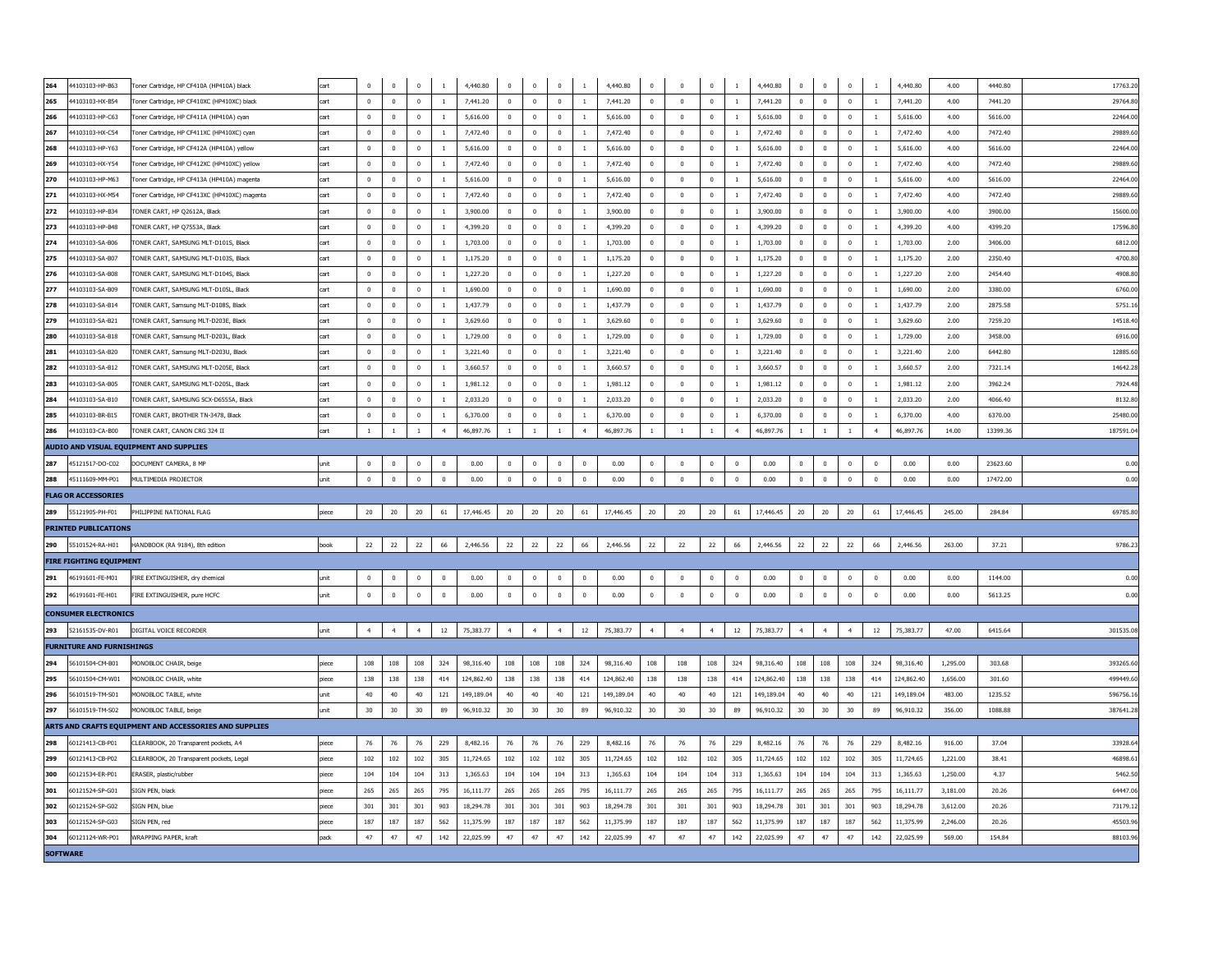| 264 | 44103103-HP-B63 | Toner Cartridge, HP CF410A (HP410A) black | cart | 0 | 0 | 0 | 1 | 4,440.80 | 0 | 0 | 0 | 1 | 4,440.80 | 0 | 0 | 0 | 1 | 4,440.80 | 0 | 0 | 0 | 1 | 4,440.80 | 4.00 | 4440.80 | 17763.20 |
|---|---|---|---|---|---|---|---|---|---|---|---|---|---|---|---|---|---|---|---|---|---|---|---|---|---|---|
| 265 | 44103103-HX-B54 | Toner Cartridge, HP CF410XC (HP410XC) black | cart | 0 | 0 | 0 | 1 | 7,441.20 | 0 | 0 | 0 | 1 | 7,441.20 | 0 | 0 | 0 | 1 | 7,441.20 | 0 | 0 | 0 | 1 | 7,441.20 | 4.00 | 7441.20 | 29764.80 |
| 266 | 44103103-HP-C63 | Toner Cartridge, HP CF411A (HP410A) cyan | cart | 0 | 0 | 0 | 1 | 5,616.00 | 0 | 0 | 0 | 1 | 5,616.00 | 0 | 0 | 0 | 1 | 5,616.00 | 0 | 0 | 0 | 1 | 5,616.00 | 4.00 | 5616.00 | 22464.00 |
| 267 | 44103103-HX-C54 | Toner Cartridge, HP CF411XC (HP410XC) cyan | cart | 0 | 0 | 0 | 1 | 7,472.40 | 0 | 0 | 0 | 1 | 7,472.40 | 0 | 0 | 0 | 1 | 7,472.40 | 0 | 0 | 0 | 1 | 7,472.40 | 4.00 | 7472.40 | 29889.60 |
| 268 | 44103103-HP-Y63 | Toner Cartridge, HP CF412A (HP410A) yellow | cart | 0 | 0 | 0 | 1 | 5,616.00 | 0 | 0 | 0 | 1 | 5,616.00 | 0 | 0 | 0 | 1 | 5,616.00 | 0 | 0 | 0 | 1 | 5,616.00 | 4.00 | 5616.00 | 22464.00 |
| 269 | 44103103-HX-Y54 | Toner Cartridge, HP CF412XC (HP410XC) yellow | cart | 0 | 0 | 0 | 1 | 7,472.40 | 0 | 0 | 0 | 1 | 7,472.40 | 0 | 0 | 0 | 1 | 7,472.40 | 0 | 0 | 0 | 1 | 7,472.40 | 4.00 | 7472.40 | 29889.60 |
| 270 | 44103103-HP-M63 | Toner Cartridge, HP CF413A (HP410A) magenta | cart | 0 | 0 | 0 | 1 | 5,616.00 | 0 | 0 | 0 | 1 | 5,616.00 | 0 | 0 | 0 | 1 | 5,616.00 | 0 | 0 | 0 | 1 | 5,616.00 | 4.00 | 5616.00 | 22464.00 |
| 271 | 44103103-HX-M54 | Toner Cartridge, HP CF413XC (HP410XC) magenta | cart | 0 | 0 | 0 | 1 | 7,472.40 | 0 | 0 | 0 | 1 | 7,472.40 | 0 | 0 | 0 | 1 | 7,472.40 | 0 | 0 | 0 | 1 | 7,472.40 | 4.00 | 7472.40 | 29889.60 |
| 272 | 44103103-HP-B34 | TONER CART, HP Q2612A, Black | cart | 0 | 0 | 0 | 1 | 3,900.00 | 0 | 0 | 0 | 1 | 3,900.00 | 0 | 0 | 0 | 1 | 3,900.00 | 0 | 0 | 0 | 1 | 3,900.00 | 4.00 | 3900.00 | 15600.00 |
| 273 | 44103103-HP-B48 | TONER CART, HP Q7553A, Black | cart | 0 | 0 | 0 | 1 | 4,399.20 | 0 | 0 | 0 | 1 | 4,399.20 | 0 | 0 | 0 | 1 | 4,399.20 | 0 | 0 | 0 | 1 | 4,399.20 | 4.00 | 4399.20 | 17596.80 |
| 274 | 44103103-SA-B06 | TONER CART, SAMSUNG MLT-D101S, Black | cart | 0 | 0 | 0 | 1 | 1,703.00 | 0 | 0 | 0 | 1 | 1,703.00 | 0 | 0 | 0 | 1 | 1,703.00 | 0 | 0 | 0 | 1 | 1,703.00 | 2.00 | 3406.00 | 6812.00 |
| 275 | 44103103-SA-B07 | TONER CART, SAMSUNG MLT-D103S, Black | cart | 0 | 0 | 0 | 1 | 1,175.20 | 0 | 0 | 0 | 1 | 1,175.20 | 0 | 0 | 0 | 1 | 1,175.20 | 0 | 0 | 0 | 1 | 1,175.20 | 2.00 | 2350.40 | 4700.80 |
| 276 | 44103103-SA-B08 | TONER CART, SAMSUNG MLT-D104S, Black | cart | 0 | 0 | 0 | 1 | 1,227.20 | 0 | 0 | 0 | 1 | 1,227.20 | 0 | 0 | 0 | 1 | 1,227.20 | 0 | 0 | 0 | 1 | 1,227.20 | 2.00 | 2454.40 | 4908.80 |
| 277 | 44103103-SA-B09 | TONER CART, SAMSUNG MLT-D105L, Black | cart | 0 | 0 | 0 | 1 | 1,690.00 | 0 | 0 | 0 | 1 | 1,690.00 | 0 | 0 | 0 | 1 | 1,690.00 | 0 | 0 | 0 | 1 | 1,690.00 | 2.00 | 3380.00 | 6760.00 |
| 278 | 44103103-SA-B14 | TONER CART, Samsung MLT-D108S, Black | cart | 0 | 0 | 0 | 1 | 1,437.79 | 0 | 0 | 0 | 1 | 1,437.79 | 0 | 0 | 0 | 1 | 1,437.79 | 0 | 0 | 0 | 1 | 1,437.79 | 2.00 | 2875.58 | 5751.16 |
| 279 | 44103103-SA-B21 | TONER CART, Samsung MLT-D203E, Black | cart | 0 | 0 | 0 | 1 | 3,629.60 | 0 | 0 | 0 | 1 | 3,629.60 | 0 | 0 | 0 | 1 | 3,629.60 | 0 | 0 | 0 | 1 | 3,629.60 | 2.00 | 7259.20 | 14518.40 |
| 280 | 44103103-SA-B18 | TONER CART, Samsung MLT-D203L, Black | cart | 0 | 0 | 0 | 1 | 1,729.00 | 0 | 0 | 0 | 1 | 1,729.00 | 0 | 0 | 0 | 1 | 1,729.00 | 0 | 0 | 0 | 1 | 1,729.00 | 2.00 | 3458.00 | 6916.00 |
| 281 | 44103103-SA-B20 | TONER CART, Samsung MLT-D203U, Black | cart | 0 | 0 | 0 | 1 | 3,221.40 | 0 | 0 | 0 | 1 | 3,221.40 | 0 | 0 | 0 | 1 | 3,221.40 | 0 | 0 | 0 | 1 | 3,221.40 | 2.00 | 6442.80 | 12885.60 |
| 282 | 44103103-SA-B12 | TONER CART, SAMSUNG MLT-D205E, Black | cart | 0 | 0 | 0 | 1 | 3,660.57 | 0 | 0 | 0 | 1 | 3,660.57 | 0 | 0 | 0 | 1 | 3,660.57 | 0 | 0 | 0 | 1 | 3,660.57 | 2.00 | 7321.14 | 14642.28 |
| 283 | 44103103-SA-B05 | TONER CART, SAMSUNG MLT-D205L, Black | cart | 0 | 0 | 0 | 1 | 1,981.12 | 0 | 0 | 0 | 1 | 1,981.12 | 0 | 0 | 0 | 1 | 1,981.12 | 0 | 0 | 0 | 1 | 1,981.12 | 2.00 | 3962.24 | 7924.48 |
| 284 | 44103103-SA-B10 | TONER CART, SAMSUNG SCX-D6555A, Black | cart | 0 | 0 | 0 | 1 | 2,033.20 | 0 | 0 | 0 | 1 | 2,033.20 | 0 | 0 | 0 | 1 | 2,033.20 | 0 | 0 | 0 | 1 | 2,033.20 | 2.00 | 4066.40 | 8132.80 |
| 285 | 44103103-BR-B15 | TONER CART, BROTHER TN-3478, Black | cart | 0 | 0 | 0 | 1 | 6,370.00 | 0 | 0 | 0 | 1 | 6,370.00 | 0 | 0 | 0 | 1 | 6,370.00 | 0 | 0 | 0 | 1 | 6,370.00 | 4.00 | 6370.00 | 25480.00 |
| 286 | 44103103-CA-B00 | TONER CART, CANON CRG 324 II | cart | 1 | 1 | 1 | 4 | 46,897.76 | 1 | 1 | 1 | 4 | 46,897.76 | 1 | 1 | 1 | 4 | 46,897.76 | 1 | 1 | 1 | 4 | 46,897.76 | 14.00 | 13399.36 | 187591.04 |
| **AUDIO AND VISUAL EQUIPMENT AND SUPPLIES** | | | | | | | | | | | | | | | | | | | | | | | | | | |
| 287 | 45121517-DO-C02 | DOCUMENT CAMERA, 8 MP | unit | 0 | 0 | 0 | 0 | 0.00 | 0 | 0 | 0 | 0 | 0.00 | 0 | 0 | 0 | 0 | 0.00 | 0 | 0 | 0 | 0 | 0.00 | 0.00 | 23623.60 | 0.00 |
| 288 | 45111609-MM-P01 | MULTIMEDIA PROJECTOR | unit | 0 | 0 | 0 | 0 | 0.00 | 0 | 0 | 0 | 0 | 0.00 | 0 | 0 | 0 | 0 | 0.00 | 0 | 0 | 0 | 0 | 0.00 | 0.00 | 17472.00 | 0.00 |
| **FLAG OR ACCESSORIES** | | | | | | | | | | | | | | | | | | | | | | | | | | |
| 289 | 55121905-PH-F01 | PHILIPPINE NATIONAL FLAG | piece | 20 | 20 | 20 | 61 | 17,446.45 | 20 | 20 | 20 | 61 | 17,446.45 | 20 | 20 | 20 | 61 | 17,446.45 | 20 | 20 | 20 | 61 | 17,446.45 | 245.00 | 284.84 | 69785.80 |
| **PRINTED PUBLICATIONS** | | | | | | | | | | | | | | | | | | | | | | | | | | |
| 290 | 55101524-RA-H01 | HANDBOOK (RA 9184), 8th edition | book | 22 | 22 | 22 | 66 | 2,446.56 | 22 | 22 | 22 | 66 | 2,446.56 | 22 | 22 | 22 | 66 | 2,446.56 | 22 | 22 | 22 | 66 | 2,446.56 | 263.00 | 37.21 | 9786.23 |
| **FIRE FIGHTING EQUIPMENT** | | | | | | | | | | | | | | | | | | | | | | | | | | |
| 291 | 46191601-FE-M01 | FIRE EXTINGUISHER, dry chemical | unit | 0 | 0 | 0 | 0 | 0.00 | 0 | 0 | 0 | 0 | 0.00 | 0 | 0 | 0 | 0 | 0.00 | 0 | 0 | 0 | 0 | 0.00 | 0.00 | 1144.00 | 0.00 |
| 292 | 46191601-FE-H01 | FIRE EXTINGUISHER, pure HCFC | unit | 0 | 0 | 0 | 0 | 0.00 | 0 | 0 | 0 | 0 | 0.00 | 0 | 0 | 0 | 0 | 0.00 | 0 | 0 | 0 | 0 | 0.00 | 0.00 | 5613.25 | 0.00 |
| **CONSUMER ELECTRONICS** | | | | | | | | | | | | | | | | | | | | | | | | | | |
| 293 | 52161535-DV-R01 | DIGITAL VOICE RECORDER | unit | 4 | 4 | 4 | 12 | 75,383.77 | 4 | 4 | 4 | 12 | 75,383.77 | 4 | 4 | 4 | 12 | 75,383.77 | 4 | 4 | 4 | 12 | 75,383.77 | 47.00 | 6415.64 | 301535.08 |
| **FURNITURE AND FURNISHINGS** | | | | | | | | | | | | | | | | | | | | | | | | | | |
| 294 | 56101504-CM-B01 | MONOBLOC CHAIR, beige | piece | 108 | 108 | 108 | 324 | 98,316.40 | 108 | 108 | 108 | 324 | 98,316.40 | 108 | 108 | 108 | 324 | 98,316.40 | 108 | 108 | 108 | 324 | 98,316.40 | 1,295.00 | 303.68 | 393265.60 |
| 295 | 56101504-CM-W01 | MONOBLOC CHAIR, white | piece | 138 | 138 | 138 | 414 | 124,862.40 | 138 | 138 | 138 | 414 | 124,862.40 | 138 | 138 | 138 | 414 | 124,862.40 | 138 | 138 | 138 | 414 | 124,862.40 | 1,656.00 | 301.60 | 499449.60 |
| 296 | 56101519-TM-S01 | MONOBLOC TABLE, white | unit | 40 | 40 | 40 | 121 | 149,189.04 | 40 | 40 | 40 | 121 | 149,189.04 | 40 | 40 | 40 | 121 | 149,189.04 | 40 | 40 | 40 | 121 | 149,189.04 | 483.00 | 1235.52 | 596756.16 |
| 297 | 56101519-TM-S02 | MONOBLOC TABLE, beige | unit | 30 | 30 | 30 | 89 | 96,910.32 | 30 | 30 | 30 | 89 | 96,910.32 | 30 | 30 | 30 | 89 | 96,910.32 | 30 | 30 | 30 | 89 | 96,910.32 | 356.00 | 1088.88 | 387641.28 |
| **ARTS AND CRAFTS EQUIPMENT AND ACCESSORIES AND SUPPLIES** | | | | | | | | | | | | | | | | | | | | | | | | | | |
| 298 | 60121413-CB-P01 | CLEARBOOK, 20 Transparent pockets, A4 | piece | 76 | 76 | 76 | 229 | 8,482.16 | 76 | 76 | 76 | 229 | 8,482.16 | 76 | 76 | 76 | 229 | 8,482.16 | 76 | 76 | 76 | 229 | 8,482.16 | 916.00 | 37.04 | 33928.64 |
| 299 | 60121413-CB-P02 | CLEARBOOK, 20 Transparent pockets, Legal | piece | 102 | 102 | 102 | 305 | 11,724.65 | 102 | 102 | 102 | 305 | 11,724.65 | 102 | 102 | 102 | 305 | 11,724.65 | 102 | 102 | 102 | 305 | 11,724.65 | 1,221.00 | 38.41 | 46898.61 |
| 300 | 60121534-ER-P01 | ERASER, plastic/rubber | piece | 104 | 104 | 104 | 313 | 1,365.63 | 104 | 104 | 104 | 313 | 1,365.63 | 104 | 104 | 104 | 313 | 1,365.63 | 104 | 104 | 104 | 313 | 1,365.63 | 1,250.00 | 4.37 | 5462.50 |
| 301 | 60121524-SP-G01 | SIGN PEN, black | piece | 265 | 265 | 265 | 795 | 16,111.77 | 265 | 265 | 265 | 795 | 16,111.77 | 265 | 265 | 265 | 795 | 16,111.77 | 265 | 265 | 265 | 795 | 16,111.77 | 3,181.00 | 20.26 | 64447.06 |
| 302 | 60121524-SP-G02 | SIGN PEN, blue | piece | 301 | 301 | 301 | 903 | 18,294.78 | 301 | 301 | 301 | 903 | 18,294.78 | 301 | 301 | 301 | 903 | 18,294.78 | 301 | 301 | 301 | 903 | 18,294.78 | 3,612.00 | 20.26 | 73179.12 |
| 303 | 60121524-SP-G03 | SIGN PEN, red | piece | 187 | 187 | 187 | 562 | 11,375.99 | 187 | 187 | 187 | 562 | 11,375.99 | 187 | 187 | 187 | 562 | 11,375.99 | 187 | 187 | 187 | 562 | 11,375.99 | 2,246.00 | 20.26 | 45503.96 |
| 304 | 60121124-WR-P01 | WRAPPING PAPER, kraft | pack | 47 | 47 | 47 | 142 | 22,025.99 | 47 | 47 | 47 | 142 | 22,025.99 | 47 | 47 | 47 | 142 | 22,025.99 | 47 | 47 | 47 | 142 | 22,025.99 | 569.00 | 154.84 | 88103.96 |
| **SOFTWARE** | | | | | | | | | | | | | | | | | | | | | | | | | | |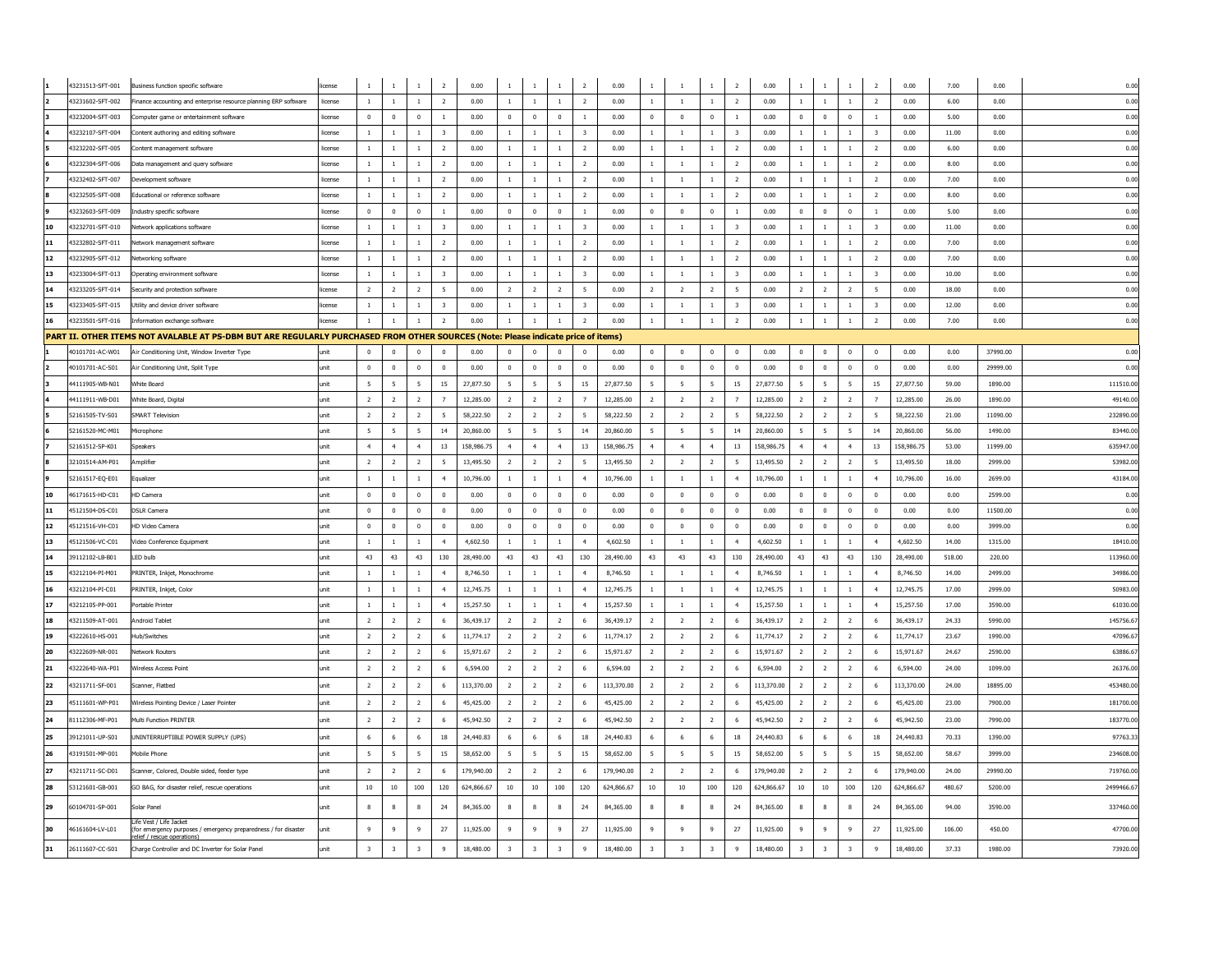| 1 | 43231513-SFT-001 | Business function specific software | license | 1 | 1 | 1 | 2 | 0.00 | 1 | 1 | 1 | 2 | 0.00 | 1 | 1 | 1 | 2 | 0.00 | 1 | 1 | 1 | 2 | 0.00 | 7.00 | 0.00 | 0.00 |
|---|---|---|---|---|---|---|---|---|---|---|---|---|---|---|---|---|---|---|---|---|---|---|---|---|---|---|
| 2 | 43231602-SFT-002 | Finance accounting and enterprise resource planning ERP software | license | 1 | 1 | 1 | 2 | 0.00 | 1 | 1 | 1 | 2 | 0.00 | 1 | 1 | 1 | 2 | 0.00 | 1 | 1 | 1 | 2 | 0.00 | 6.00 | 0.00 | 0.00 |
| 3 | 43232004-SFT-003 | Computer game or entertainment software | license | 0 | 0 | 0 | 1 | 0.00 | 0 | 0 | 0 | 1 | 0.00 | 0 | 0 | 0 | 1 | 0.00 | 0 | 0 | 0 | 1 | 0.00 | 5.00 | 0.00 | 0.00 |
| 4 | 43232107-SFT-004 | Content authoring and editing software | license | 1 | 1 | 1 | 3 | 0.00 | 1 | 1 | 1 | 3 | 0.00 | 1 | 1 | 1 | 3 | 0.00 | 1 | 1 | 1 | 3 | 0.00 | 11.00 | 0.00 | 0.00 |
| 5 | 43232202-SFT-005 | Content management software | license | 1 | 1 | 1 | 2 | 0.00 | 1 | 1 | 1 | 2 | 0.00 | 1 | 1 | 1 | 2 | 0.00 | 1 | 1 | 1 | 2 | 0.00 | 6.00 | 0.00 | 0.00 |
| 6 | 43232304-SFT-006 | Data management and query software | license | 1 | 1 | 1 | 2 | 0.00 | 1 | 1 | 1 | 2 | 0.00 | 1 | 1 | 1 | 2 | 0.00 | 1 | 1 | 1 | 2 | 0.00 | 8.00 | 0.00 | 0.00 |
| 7 | 43232402-SFT-007 | Development software | license | 1 | 1 | 1 | 2 | 0.00 | 1 | 1 | 1 | 2 | 0.00 | 1 | 1 | 1 | 2 | 0.00 | 1 | 1 | 1 | 2 | 0.00 | 7.00 | 0.00 | 0.00 |
| 8 | 43232505-SFT-008 | Educational or reference software | license | 1 | 1 | 1 | 2 | 0.00 | 1 | 1 | 1 | 2 | 0.00 | 1 | 1 | 1 | 2 | 0.00 | 1 | 1 | 1 | 2 | 0.00 | 8.00 | 0.00 | 0.00 |
| 9 | 43232603-SFT-009 | Industry specific software | license | 0 | 0 | 0 | 1 | 0.00 | 0 | 0 | 0 | 1 | 0.00 | 0 | 0 | 0 | 1 | 0.00 | 0 | 0 | 0 | 1 | 0.00 | 5.00 | 0.00 | 0.00 |
| 10 | 43232701-SFT-010 | Network applications software | license | 1 | 1 | 1 | 3 | 0.00 | 1 | 1 | 1 | 3 | 0.00 | 1 | 1 | 1 | 3 | 0.00 | 1 | 1 | 1 | 3 | 0.00 | 11.00 | 0.00 | 0.00 |
| 11 | 43232802-SFT-011 | Network management software | license | 1 | 1 | 1 | 2 | 0.00 | 1 | 1 | 1 | 2 | 0.00 | 1 | 1 | 1 | 2 | 0.00 | 1 | 1 | 1 | 2 | 0.00 | 7.00 | 0.00 | 0.00 |
| 12 | 43232905-SFT-012 | Networking software | license | 1 | 1 | 1 | 2 | 0.00 | 1 | 1 | 1 | 2 | 0.00 | 1 | 1 | 1 | 2 | 0.00 | 1 | 1 | 1 | 2 | 0.00 | 7.00 | 0.00 | 0.00 |
| 13 | 43233004-SFT-013 | Operating environment software | license | 1 | 1 | 1 | 3 | 0.00 | 1 | 1 | 1 | 3 | 0.00 | 1 | 1 | 1 | 3 | 0.00 | 1 | 1 | 1 | 3 | 0.00 | 10.00 | 0.00 | 0.00 |
| 14 | 43233205-SFT-014 | Security and protection software | license | 2 | 2 | 2 | 5 | 0.00 | 2 | 2 | 2 | 5 | 0.00 | 2 | 2 | 2 | 5 | 0.00 | 2 | 2 | 2 | 5 | 0.00 | 18.00 | 0.00 | 0.00 |
| 15 | 43233405-SFT-015 | Utility and device driver software | license | 1 | 1 | 1 | 3 | 0.00 | 1 | 1 | 1 | 3 | 0.00 | 1 | 1 | 1 | 3 | 0.00 | 1 | 1 | 1 | 3 | 0.00 | 12.00 | 0.00 | 0.00 |
| 16 | 43233501-SFT-016 | Information exchange software | license | 1 | 1 | 1 | 2 | 0.00 | 1 | 1 | 1 | 2 | 0.00 | 1 | 1 | 1 | 2 | 0.00 | 1 | 1 | 1 | 2 | 0.00 | 7.00 | 0.00 | 0.00 |
| **PART II. OTHER ITEMS NOT AVALABLE AT PS-DBM BUT ARE REGULARLY PURCHASED FROM OTHER SOURCES (Note: Please indicate price of items)** | | | | | | | | | | | | | | | | | | | | | | | | | | |
| 1 | 40101701-AC-W01 | Air Conditioning Unit, Window Inverter Type | unit | 0 | 0 | 0 | 0 | 0.00 | 0 | 0 | 0 | 0 | 0.00 | 0 | 0 | 0 | 0 | 0.00 | 0 | 0 | 0 | 0 | 0.00 | 0.00 | 37990.00 | 0.00 |
| 2 | 40101701-AC-S01 | Air Conditioning Unit, Split Type | unit | 0 | 0 | 0 | 0 | 0.00 | 0 | 0 | 0 | 0 | 0.00 | 0 | 0 | 0 | 0 | 0.00 | 0 | 0 | 0 | 0 | 0.00 | 0.00 | 29999.00 | 0.00 |
| 3 | 44111905-WB-N01 | White Board | unit | 5 | 5 | 5 | 15 | 27,877.50 | 5 | 5 | 5 | 15 | 27,877.50 | 5 | 5 | 5 | 15 | 27,877.50 | 5 | 5 | 5 | 15 | 27,877.50 | 59.00 | 1890.00 | 111510.00 |
| 4 | 44111911-WB-D01 | White Board, Digital | unit | 2 | 2 | 2 | 7 | 12,285.00 | 2 | 2 | 2 | 7 | 12,285.00 | 2 | 2 | 2 | 7 | 12,285.00 | 2 | 2 | 2 | 7 | 12,285.00 | 26.00 | 1890.00 | 49140.00 |
| 5 | 52161505-TV-S01 | SMART Television | unit | 2 | 2 | 2 | 5 | 58,222.50 | 2 | 2 | 2 | 5 | 58,222.50 | 2 | 2 | 2 | 5 | 58,222.50 | 2 | 2 | 2 | 5 | 58,222.50 | 21.00 | 11090.00 | 232890.00 |
| 6 | 52161520-MC-M01 | Microphone | unit | 5 | 5 | 5 | 14 | 20,860.00 | 5 | 5 | 5 | 14 | 20,860.00 | 5 | 5 | 5 | 14 | 20,860.00 | 5 | 5 | 5 | 14 | 20,860.00 | 56.00 | 1490.00 | 83440.00 |
| 7 | 52161512-SP-K01 | Speakers | unit | 4 | 4 | 4 | 13 | 158,986.75 | 4 | 4 | 4 | 13 | 158,986.75 | 4 | 4 | 4 | 13 | 158,986.75 | 4 | 4 | 4 | 13 | 158,986.75 | 53.00 | 11999.00 | 635947.00 |
| 8 | 32101514-AM-P01 | Amplifier | unit | 2 | 2 | 2 | 5 | 13,495.50 | 2 | 2 | 2 | 5 | 13,495.50 | 2 | 2 | 2 | 5 | 13,495.50 | 2 | 2 | 2 | 5 | 13,495.50 | 18.00 | 2999.00 | 53982.00 |
| 9 | 52161517-EQ-E01 | Equalizer | unit | 1 | 1 | 1 | 4 | 10,796.00 | 1 | 1 | 1 | 4 | 10,796.00 | 1 | 1 | 1 | 4 | 10,796.00 | 1 | 1 | 1 | 4 | 10,796.00 | 16.00 | 2699.00 | 43184.00 |
| 10 | 46171615-HD-C01 | HD Camera | unit | 0 | 0 | 0 | 0 | 0.00 | 0 | 0 | 0 | 0 | 0.00 | 0 | 0 | 0 | 0 | 0.00 | 0 | 0 | 0 | 0 | 0.00 | 0.00 | 2599.00 | 0.00 |
| 11 | 45121504-DS-C01 | DSLR Camera | unit | 0 | 0 | 0 | 0 | 0.00 | 0 | 0 | 0 | 0 | 0.00 | 0 | 0 | 0 | 0 | 0.00 | 0 | 0 | 0 | 0 | 0.00 | 0.00 | 11500.00 | 0.00 |
| 12 | 45121516-VH-C01 | HD Video Camera | unit | 0 | 0 | 0 | 0 | 0.00 | 0 | 0 | 0 | 0 | 0.00 | 0 | 0 | 0 | 0 | 0.00 | 0 | 0 | 0 | 0 | 0.00 | 0.00 | 3999.00 | 0.00 |
| 13 | 45121506-VC-C01 | Video Conference Equipment | unit | 1 | 1 | 1 | 4 | 4,602.50 | 1 | 1 | 1 | 4 | 4,602.50 | 1 | 1 | 1 | 4 | 4,602.50 | 1 | 1 | 1 | 4 | 4,602.50 | 14.00 | 1315.00 | 18410.00 |
| 14 | 39112102-LB-B01 | LED bulb | unit | 43 | 43 | 43 | 130 | 28,490.00 | 43 | 43 | 43 | 130 | 28,490.00 | 43 | 43 | 43 | 130 | 28,490.00 | 43 | 43 | 43 | 130 | 28,490.00 | 518.00 | 220.00 | 113960.00 |
| 15 | 43212104-PI-M01 | PRINTER, Inkjet, Monochrome | unit | 1 | 1 | 1 | 4 | 8,746.50 | 1 | 1 | 1 | 4 | 8,746.50 | 1 | 1 | 1 | 4 | 8,746.50 | 1 | 1 | 1 | 4 | 8,746.50 | 14.00 | 2499.00 | 34986.00 |
| 16 | 43212104-PI-C01 | PRINTER, Inkjet, Color | unit | 1 | 1 | 1 | 4 | 12,745.75 | 1 | 1 | 1 | 4 | 12,745.75 | 1 | 1 | 1 | 4 | 12,745.75 | 1 | 1 | 1 | 4 | 12,745.75 | 17.00 | 2999.00 | 50983.00 |
| 17 | 43212105-PP-001 | Portable Printer | unit | 1 | 1 | 1 | 4 | 15,257.50 | 1 | 1 | 1 | 4 | 15,257.50 | 1 | 1 | 1 | 4 | 15,257.50 | 1 | 1 | 1 | 4 | 15,257.50 | 17.00 | 3590.00 | 61030.00 |
| 18 | 43211509-AT-001 | Android Tablet | unit | 2 | 2 | 2 | 6 | 36,439.17 | 2 | 2 | 2 | 6 | 36,439.17 | 2 | 2 | 2 | 6 | 36,439.17 | 2 | 2 | 2 | 6 | 36,439.17 | 24.33 | 5990.00 | 145756.67 |
| 19 | 43222610-HS-001 | Hub/Switches | unit | 2 | 2 | 2 | 6 | 11,774.17 | 2 | 2 | 2 | 6 | 11,774.17 | 2 | 2 | 2 | 6 | 11,774.17 | 2 | 2 | 2 | 6 | 11,774.17 | 23.67 | 1990.00 | 47096.67 |
| 20 | 43222609-NR-001 | Network Routers | unit | 2 | 2 | 2 | 6 | 15,971.67 | 2 | 2 | 2 | 6 | 15,971.67 | 2 | 2 | 2 | 6 | 15,971.67 | 2 | 2 | 2 | 6 | 15,971.67 | 24.67 | 2590.00 | 63886.67 |
| 21 | 43222640-WA-P01 | Wireless Access Point | unit | 2 | 2 | 2 | 6 | 6,594.00 | 2 | 2 | 2 | 6 | 6,594.00 | 2 | 2 | 2 | 6 | 6,594.00 | 2 | 2 | 2 | 6 | 6,594.00 | 24.00 | 1099.00 | 26376.00 |
| 22 | 43211711-SF-001 | Scanner, Flatbed | unit | 2 | 2 | 2 | 6 | 113,370.00 | 2 | 2 | 2 | 6 | 113,370.00 | 2 | 2 | 2 | 6 | 113,370.00 | 2 | 2 | 2 | 6 | 113,370.00 | 24.00 | 18895.00 | 453480.00 |
| 23 | 45111601-WP-P01 | Wireless Pointing Device / Laser Pointer | unit | 2 | 2 | 2 | 6 | 45,425.00 | 2 | 2 | 2 | 6 | 45,425.00 | 2 | 2 | 2 | 6 | 45,425.00 | 2 | 2 | 2 | 6 | 45,425.00 | 23.00 | 7900.00 | 181700.00 |
| 24 | 81112306-MF-P01 | Multi Function PRINTER | unit | 2 | 2 | 2 | 6 | 45,942.50 | 2 | 2 | 2 | 6 | 45,942.50 | 2 | 2 | 2 | 6 | 45,942.50 | 2 | 2 | 2 | 6 | 45,942.50 | 23.00 | 7990.00 | 183770.00 |
| 25 | 39121011-UP-S01 | UNINTERRUPTIBLE POWER SUPPLY (UPS) | unit | 6 | 6 | 6 | 18 | 24,440.83 | 6 | 6 | 6 | 18 | 24,440.83 | 6 | 6 | 6 | 18 | 24,440.83 | 6 | 6 | 6 | 18 | 24,440.83 | 70.33 | 1390.00 | 97763.33 |
| 26 | 43191501-MP-001 | Mobile Phone | unit | 5 | 5 | 5 | 15 | 58,652.00 | 5 | 5 | 5 | 15 | 58,652.00 | 5 | 5 | 5 | 15 | 58,652.00 | 5 | 5 | 5 | 15 | 58,652.00 | 58.67 | 3999.00 | 234608.00 |
| 27 | 43211711-SC-D01 | Scanner, Colored, Double sided, feeder type | unit | 2 | 2 | 2 | 6 | 179,940.00 | 2 | 2 | 2 | 6 | 179,940.00 | 2 | 2 | 2 | 6 | 179,940.00 | 2 | 2 | 2 | 6 | 179,940.00 | 24.00 | 29990.00 | 719760.00 |
| 28 | 53121601-GB-001 | GO BAG, for disaster relief, rescue operations | unit | 10 | 10 | 100 | 120 | 624,866.67 | 10 | 10 | 100 | 120 | 624,866.67 | 10 | 10 | 100 | 120 | 624,866.67 | 10 | 10 | 100 | 120 | 624,866.67 | 480.67 | 5200.00 | 2499466.67 |
| 29 | 60104701-SP-001 | Solar Panel | unit | 8 | 8 | 8 | 24 | 84,365.00 | 8 | 8 | 8 | 24 | 84,365.00 | 8 | 8 | 8 | 24 | 84,365.00 | 8 | 8 | 8 | 24 | 84,365.00 | 94.00 | 3590.00 | 337460.00 |
| 30 | 46161604-LV-L01 | Life Vest / Life Jacket (for emergency purposes / emergency preparedness / for disaster relief / rescue operations) | unit | 9 | 9 | 9 | 27 | 11,925.00 | 9 | 9 | 9 | 27 | 11,925.00 | 9 | 9 | 9 | 27 | 11,925.00 | 9 | 9 | 9 | 27 | 11,925.00 | 106.00 | 450.00 | 47700.00 |
| 31 | 26111607-CC-S01 | Charge Controller and DC Inverter for Solar Panel | unit | 3 | 3 | 3 | 9 | 18,480.00 | 3 | 3 | 3 | 9 | 18,480.00 | 3 | 3 | 3 | 9 | 18,480.00 | 3 | 3 | 3 | 9 | 18,480.00 | 37.33 | 1980.00 | 73920.00 |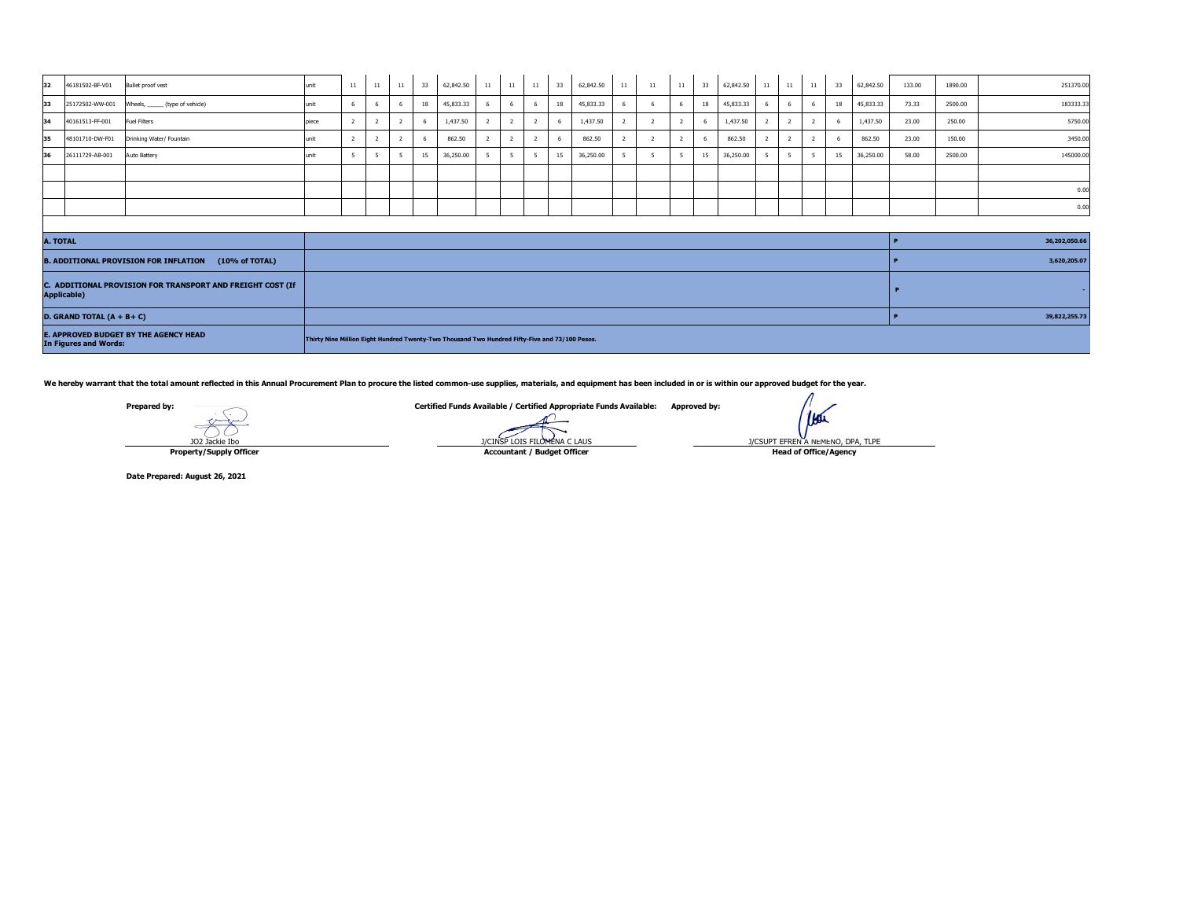| | | | | | | | | | | | | | | | | | | | | | | | | | | | |
|---|---|---|---|---|---|---|---|---|---|---|---|---|---|---|---|---|---|---|---|---|---|---|---|---|---|---|---|
| 32 | 46181502-BF-V01 | Bullet proof vest | unit | 11 | 11 | 11 | 33 | 62,842.50 | 11 | 11 | 11 | 33 | 62,842.50 | 11 | 11 | 11 | 33 | 62,842.50 | 11 | 11 | 11 | 33 | 62,842.50 | 133.00 | 1890.00 | 251370.00 |
| 33 | 25172502-WW-001 | Wheels, _____ (type of vehicle) | unit | 6 | 6 | 6 | 18 | 45,833.33 | 6 | 6 | 6 | 18 | 45,833.33 | 6 | 6 | 6 | 18 | 45,833.33 | 6 | 6 | 6 | 18 | 45,833.33 | 73.33 | 2500.00 | 183333.33 |
| 34 | 40161513-FF-001 | Fuel Filters | piece | 2 | 2 | 2 | 6 | 1,437.50 | 2 | 2 | 2 | 6 | 1,437.50 | 2 | 2 | 2 | 6 | 1,437.50 | 2 | 2 | 2 | 6 | 1,437.50 | 23.00 | 250.00 | 5750.00 |
| 35 | 48101710-DW-F01 | Drinking Water/ Fountain | unit | 2 | 2 | 2 | 6 | 862.50 | 2 | 2 | 2 | 6 | 862.50 | 2 | 2 | 2 | 6 | 862.50 | 2 | 2 | 2 | 6 | 862.50 | 23.00 | 150.00 | 3450.00 |
| 36 | 26111729-AB-001 | Auto Battery | unit | 5 | 5 | 5 | 15 | 36,250.00 | 5 | 5 | 5 | 15 | 36,250.00 | 5 | 5 | 5 | 15 | 36,250.00 | 5 | 5 | 5 | 15 | 36,250.00 | 58.00 | 2500.00 | 145000.00 |
| | | | | | | | | | | | | | | | | | | | | | | | | | | |
| | | | | | | | | | | | | | | | | | | | | | | | | | | 0.00 |
| | | | | | | | | | | | | | | | | | | | | | | | | | | 0.00 |

| | | |
|---|---|---|
| **A. TOTAL** | ₱ | **36,202,050.66** |
| **B. ADDITIONAL PROVISION FOR INFLATION (10% of TOTAL)** | ₱ | **3,620,205.07** |
| **C. ADDITIONAL PROVISION FOR TRANSPORT AND FREIGHT COST (If Applicable)** | ₱ | **-** |
| **D. GRAND TOTAL (A + B+ C)** | ₱ | **39,822,255.73** |
| **E. APPROVED BUDGET BY THE AGENCY HEAD In Figures and Words:** | **Thirty Nine Million Eight Hundred Twenty-Two Thousand Two Hundred Fifty-Five and 73/100 Pesos.** | |

**We hereby warrant that the total amount reflected in this Annual Procurement Plan to procure the listed common-use supplies, materials, and equipment has been included in or is within our approved budget for the year.**

**Prepared by:**

JO2 Jackie Ibo
**Property/Supply Officer**

**Certified Funds Available / Certified Appropriate Funds Available:**

J/CINSP LOIS FILOMENA C LAUS
**Accountant / Budget Officer**

**Approved by:**

J/CSUPT EFREN A NEMENO, DPA, TLPE
**Head of Office/Agency**

**Date Prepared: August 26, 2021**